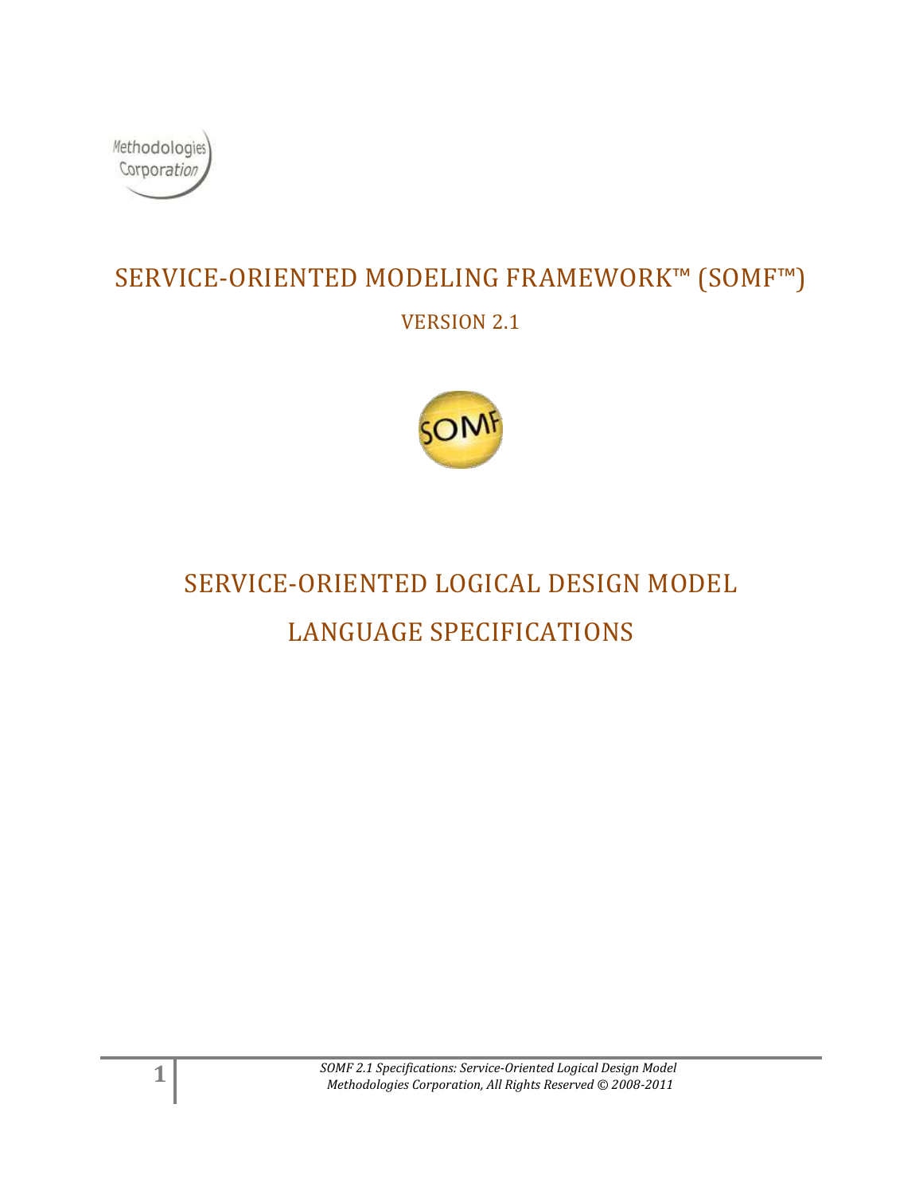Methodologies Corporation

# SERVICE-ORIENTED MODELING FRAMEWORK™ (SOMF™)

VERSION 2.1

SOMF

# SERVICE-ORIENTED LOGICAL DESIGN MODEL

# LANGUAGE SPECIFICATIONS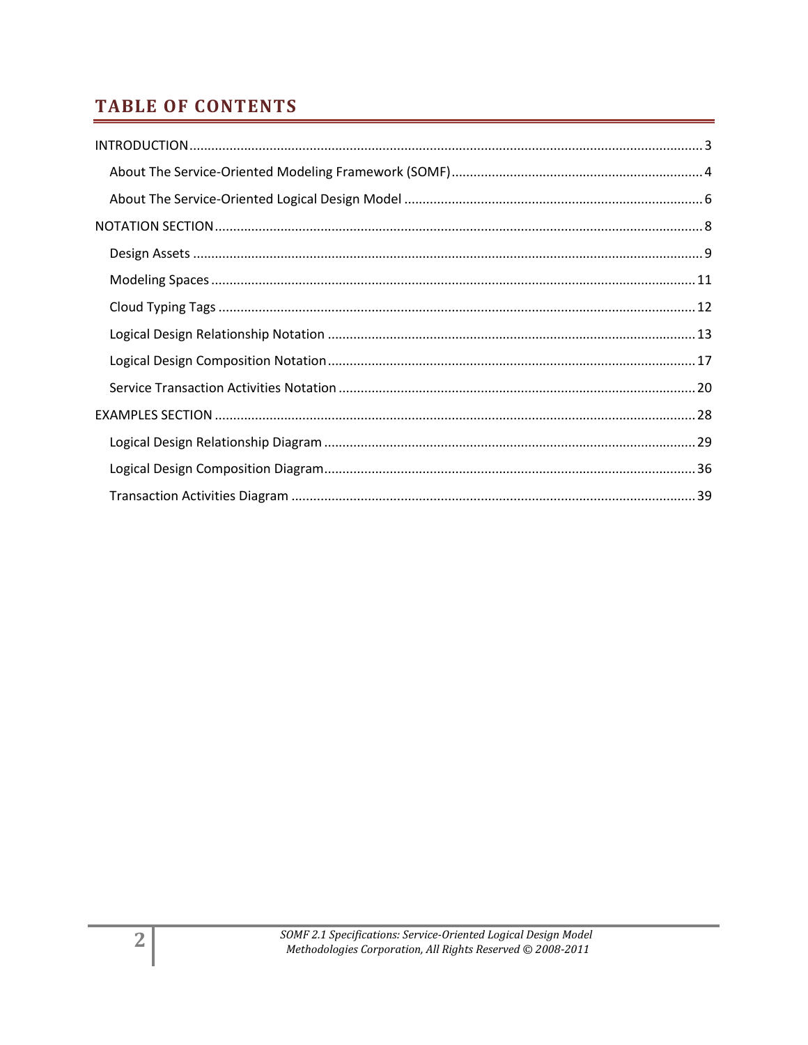# TABLE OF CONTENTS

INTRODUCTION ........................................................................................................................................ 3

- About The Service-Oriented Modeling Framework (SOMF) .................................................................... 4
- About The Service-Oriented Logical Design Model ................................................................................. 6

NOTATION SECTION .................................................................................................................................. 8

- Design Assets ......................................................................................................................................... 9
- Modeling Spaces ................................................................................................................................... 11
- Cloud Typing Tags ................................................................................................................................. 12
- Logical Design Relationship Notation .................................................................................................... 13
- Logical Design Composition Notation .................................................................................................... 17
- Service Transaction Activities Notation ................................................................................................. 20

EXAMPLES SECTION ................................................................................................................................ 28

- Logical Design Relationship Diagram ..................................................................................................... 29
- Logical Design Composition Diagram ..................................................................................................... 36
- Transaction Activities Diagram .............................................................................................................. 39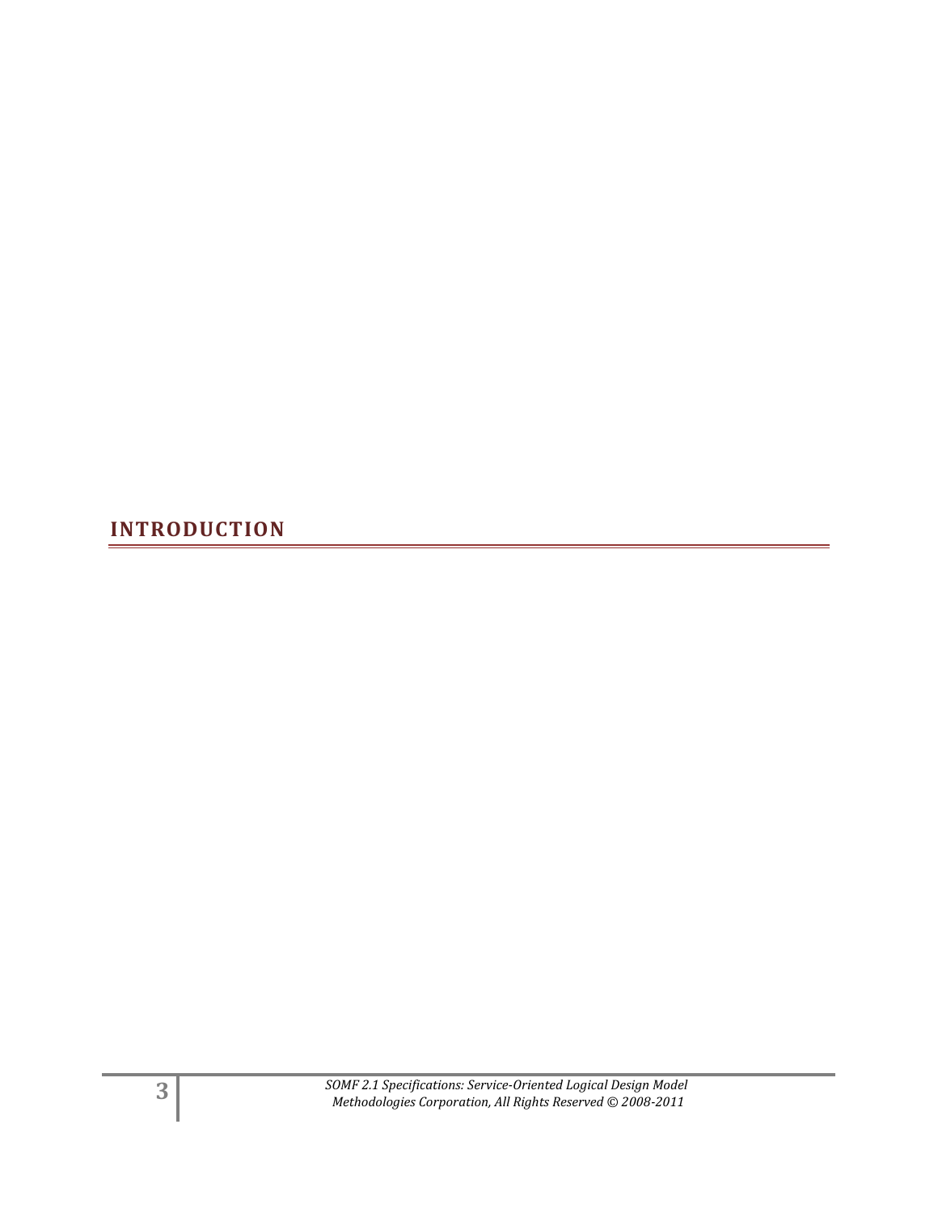# INTRODUCTION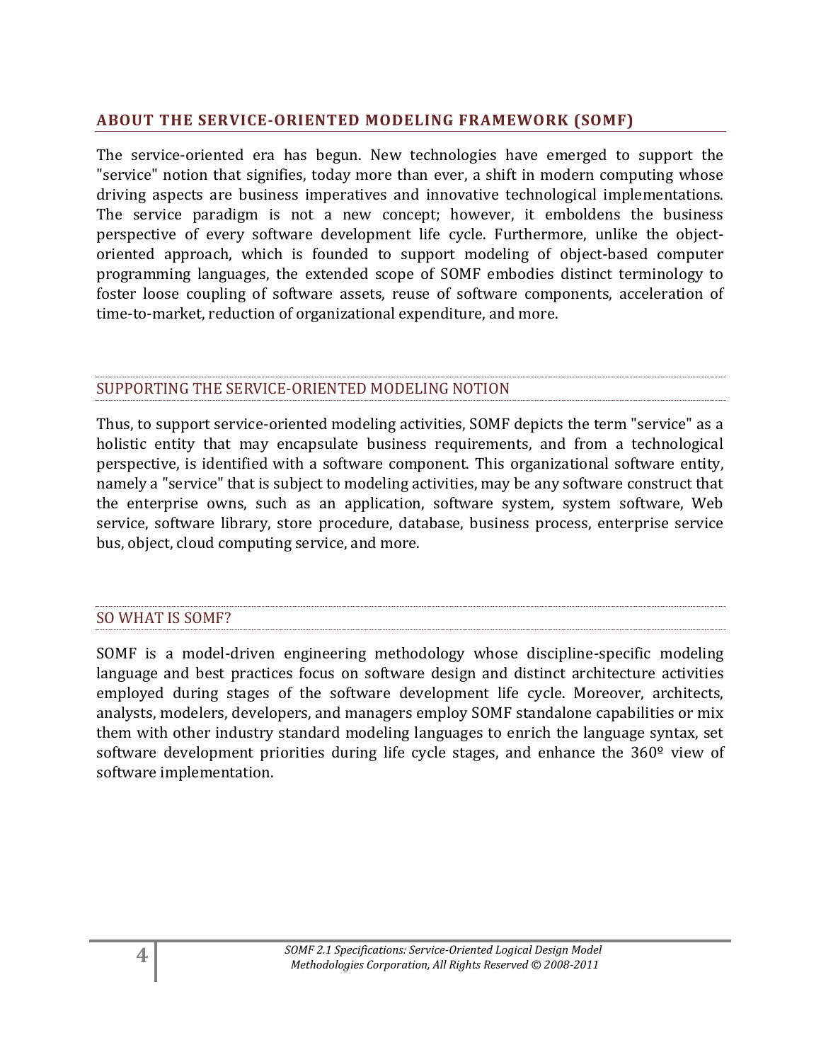## ABOUT THE SERVICE-ORIENTED MODELING FRAMEWORK (SOMF)

The service-oriented era has begun. New technologies have emerged to support the "service" notion that signifies, today more than ever, a shift in modern computing whose driving aspects are business imperatives and innovative technological implementations. The service paradigm is not a new concept; however, it emboldens the business perspective of every software development life cycle. Furthermore, unlike the object-oriented approach, which is founded to support modeling of object-based computer programming languages, the extended scope of SOMF embodies distinct terminology to foster loose coupling of software assets, reuse of software components, acceleration of time-to-market, reduction of organizational expenditure, and more.

### SUPPORTING THE SERVICE-ORIENTED MODELING NOTION

Thus, to support service-oriented modeling activities, SOMF depicts the term "service" as a holistic entity that may encapsulate business requirements, and from a technological perspective, is identified with a software component. This organizational software entity, namely a "service" that is subject to modeling activities, may be any software construct that the enterprise owns, such as an application, software system, system software, Web service, software library, store procedure, database, business process, enterprise service bus, object, cloud computing service, and more.

### SO WHAT IS SOMF?

SOMF is a model-driven engineering methodology whose discipline-specific modeling language and best practices focus on software design and distinct architecture activities employed during stages of the software development life cycle. Moreover, architects, analysts, modelers, developers, and managers employ SOMF standalone capabilities or mix them with other industry standard modeling languages to enrich the language syntax, set software development priorities during life cycle stages, and enhance the 360º view of software implementation.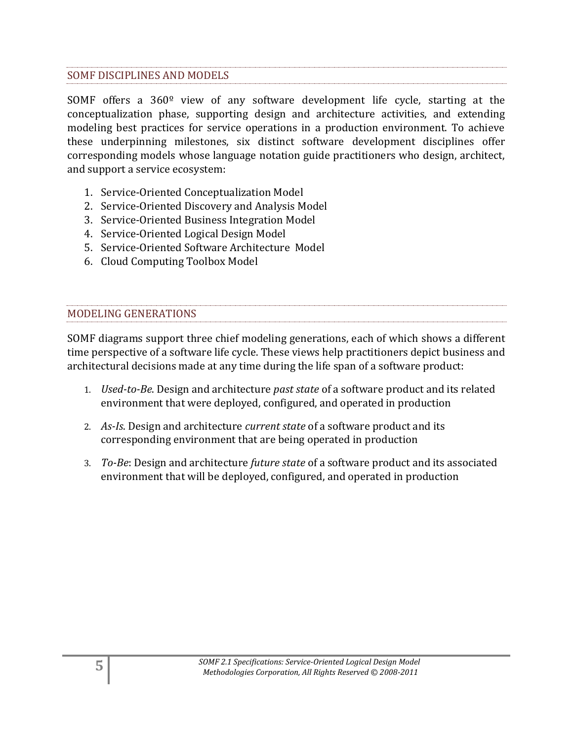## SOMF DISCIPLINES AND MODELS

SOMF offers a 360º view of any software development life cycle, starting at the conceptualization phase, supporting design and architecture activities, and extending modeling best practices for service operations in a production environment. To achieve these underpinning milestones, six distinct software development disciplines offer corresponding models whose language notation guide practitioners who design, architect, and support a service ecosystem:

1. Service-Oriented Conceptualization Model
2. Service-Oriented Discovery and Analysis Model
3. Service-Oriented Business Integration Model
4. Service-Oriented Logical Design Model
5. Service-Oriented Software Architecture Model
6. Cloud Computing Toolbox Model

## MODELING GENERATIONS

SOMF diagrams support three chief modeling generations, each of which shows a different time perspective of a software life cycle. These views help practitioners depict business and architectural decisions made at any time during the life span of a software product:

1. *Used-to-Be*. Design and architecture *past state* of a software product and its related environment that were deployed, configured, and operated in production
2. *As-Is.* Design and architecture *current state* of a software product and its corresponding environment that are being operated in production
3. *To-Be*: Design and architecture *future state* of a software product and its associated environment that will be deployed, configured, and operated in production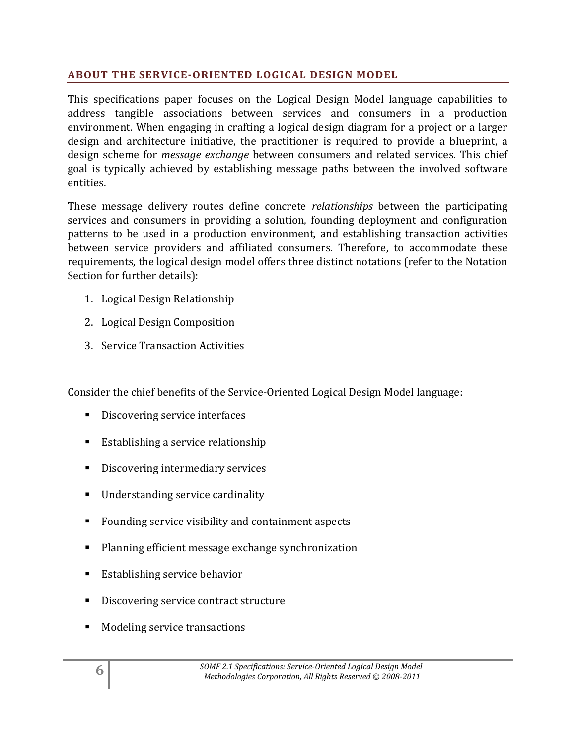## ABOUT THE SERVICE-ORIENTED LOGICAL DESIGN MODEL

This specifications paper focuses on the Logical Design Model language capabilities to address tangible associations between services and consumers in a production environment. When engaging in crafting a logical design diagram for a project or a larger design and architecture initiative, the practitioner is required to provide a blueprint, a design scheme for *message exchange* between consumers and related services. This chief goal is typically achieved by establishing message paths between the involved software entities.

These message delivery routes define concrete *relationships* between the participating services and consumers in providing a solution, founding deployment and configuration patterns to be used in a production environment, and establishing transaction activities between service providers and affiliated consumers. Therefore, to accommodate these requirements, the logical design model offers three distinct notations (refer to the Notation Section for further details):

1. Logical Design Relationship
2. Logical Design Composition
3. Service Transaction Activities

Consider the chief benefits of the Service-Oriented Logical Design Model language:

- Discovering service interfaces
- Establishing a service relationship
- Discovering intermediary services
- Understanding service cardinality
- Founding service visibility and containment aspects
- Planning efficient message exchange synchronization
- Establishing service behavior
- Discovering service contract structure
- Modeling service transactions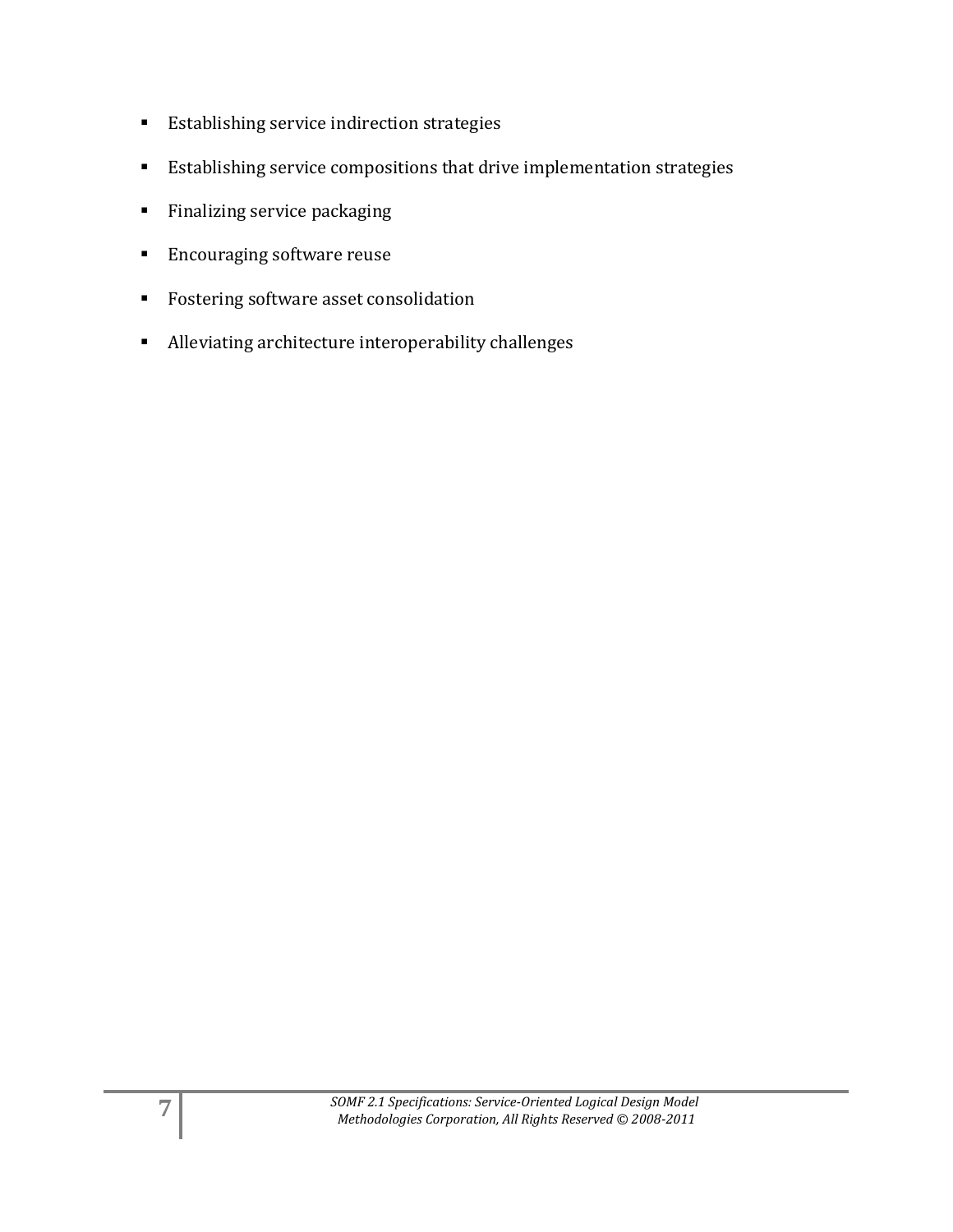- Establishing service indirection strategies
- Establishing service compositions that drive implementation strategies
- Finalizing service packaging
- Encouraging software reuse
- Fostering software asset consolidation
- Alleviating architecture interoperability challenges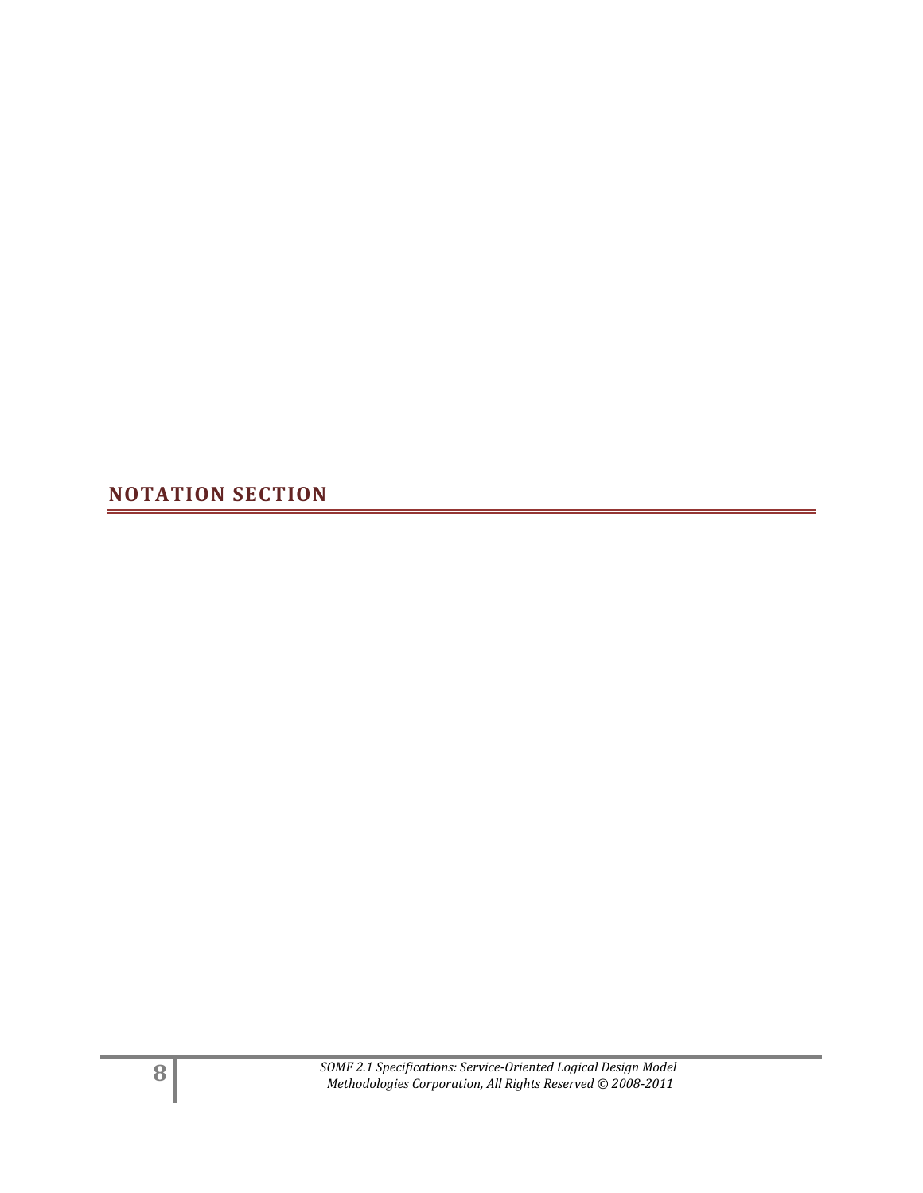# NOTATION SECTION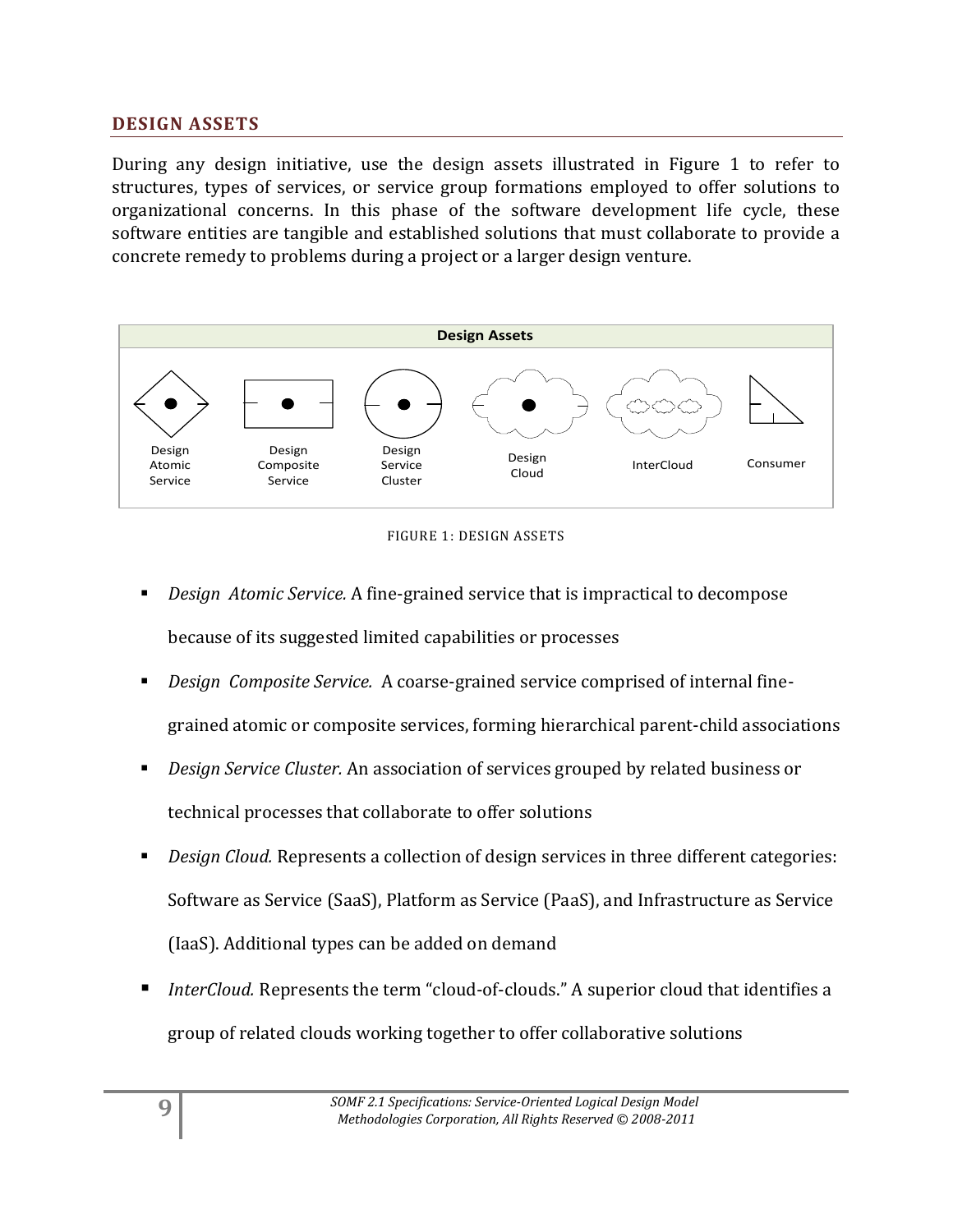## DESIGN ASSETS

During any design initiative, use the design assets illustrated in Figure 1 to refer to structures, types of services, or service group formations employed to offer solutions to organizational concerns. In this phase of the software development life cycle, these software entities are tangible and established solutions that must collaborate to provide a concrete remedy to problems during a project or a larger design venture.

**Design Assets**

Design Atomic Service | Design Composite Service | Design Service Cluster | Design Cloud | InterCloud | Consumer

FIGURE 1: DESIGN ASSETS

- *Design Atomic Service.* A fine-grained service that is impractical to decompose because of its suggested limited capabilities or processes
- *Design Composite Service.* A coarse-grained service comprised of internal fine-grained atomic or composite services, forming hierarchical parent-child associations
- *Design Service Cluster.* An association of services grouped by related business or technical processes that collaborate to offer solutions
- *Design Cloud.* Represents a collection of design services in three different categories: Software as Service (SaaS), Platform as Service (PaaS), and Infrastructure as Service (IaaS). Additional types can be added on demand
- *InterCloud.* Represents the term "cloud-of-clouds." A superior cloud that identifies a group of related clouds working together to offer collaborative solutions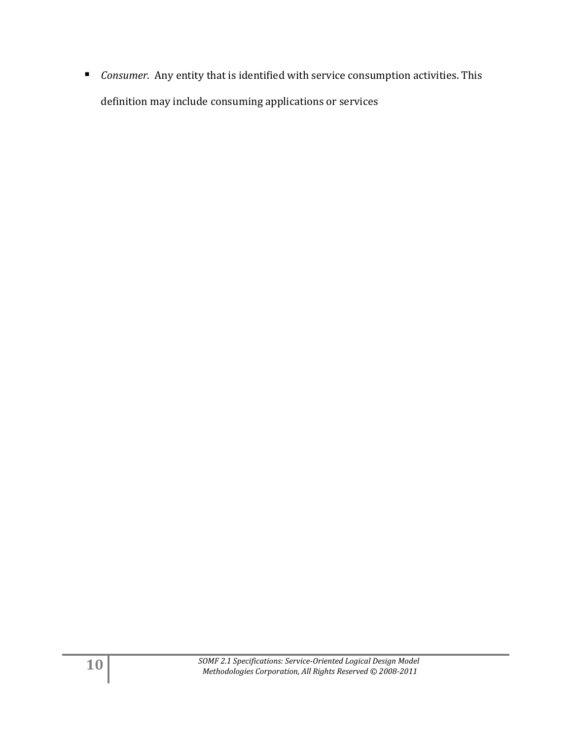- *Consumer.* Any entity that is identified with service consumption activities. This definition may include consuming applications or services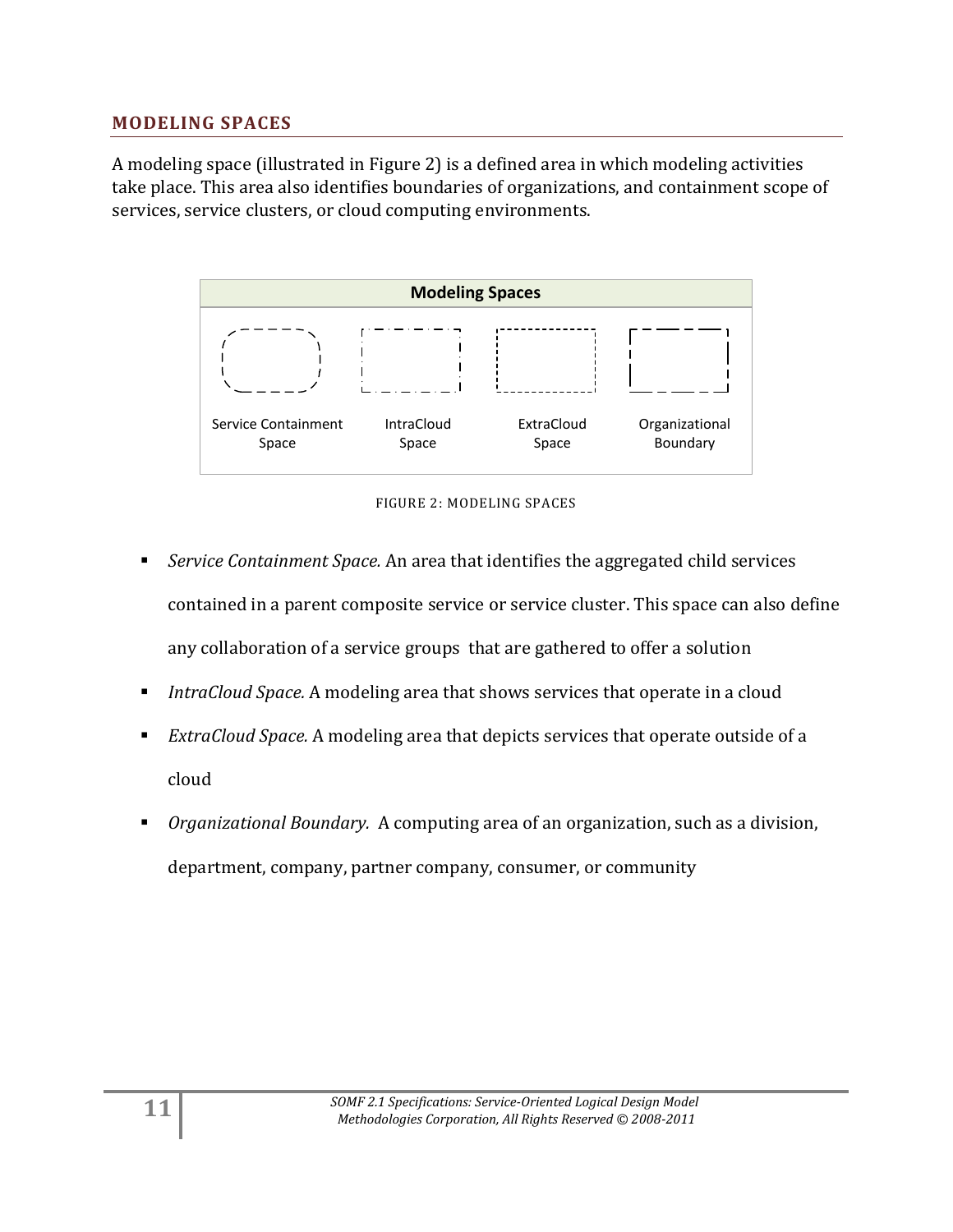## MODELING SPACES

A modeling space (illustrated in Figure 2) is a defined area in which modeling activities take place. This area also identifies boundaries of organizations, and containment scope of services, service clusters, or cloud computing environments.

| Modeling Spaces | | | |
|---|---|---|---|
| Service Containment Space | IntraCloud Space | ExtraCloud Space | Organizational Boundary |

FIGURE 2: MODELING SPACES

- *Service Containment Space.* An area that identifies the aggregated child services contained in a parent composite service or service cluster. This space can also define any collaboration of a service groups that are gathered to offer a solution
- *IntraCloud Space.* A modeling area that shows services that operate in a cloud
- *ExtraCloud Space.* A modeling area that depicts services that operate outside of a cloud
- *Organizational Boundary.* A computing area of an organization, such as a division, department, company, partner company, consumer, or community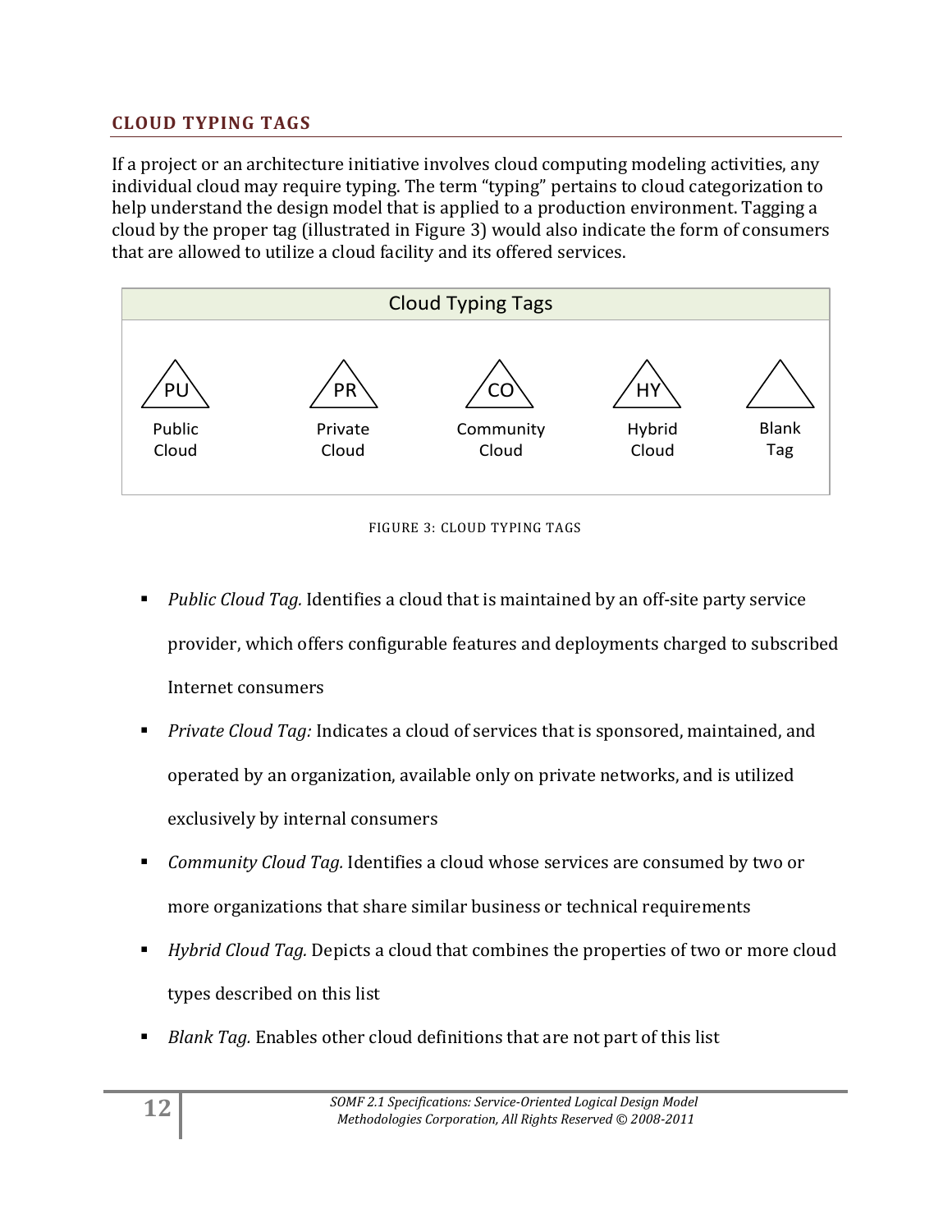## CLOUD TYPING TAGS

If a project or an architecture initiative involves cloud computing modeling activities, any individual cloud may require typing. The term "typing" pertains to cloud categorization to help understand the design model that is applied to a production environment. Tagging a cloud by the proper tag (illustrated in Figure 3) would also indicate the form of consumers that are allowed to utilize a cloud facility and its offered services.

| Cloud Typing Tags | | | | |
|---|---|---|---|---|
| PU | PR | CO | HY | |
| Public Cloud | Private Cloud | Community Cloud | Hybrid Cloud | Blank Tag |

FIGURE 3: CLOUD TYPING TAGS

- *Public Cloud Tag.* Identifies a cloud that is maintained by an off-site party service provider, which offers configurable features and deployments charged to subscribed Internet consumers
- *Private Cloud Tag:* Indicates a cloud of services that is sponsored, maintained, and operated by an organization, available only on private networks, and is utilized exclusively by internal consumers
- *Community Cloud Tag.* Identifies a cloud whose services are consumed by two or more organizations that share similar business or technical requirements
- *Hybrid Cloud Tag.* Depicts a cloud that combines the properties of two or more cloud types described on this list
- *Blank Tag.* Enables other cloud definitions that are not part of this list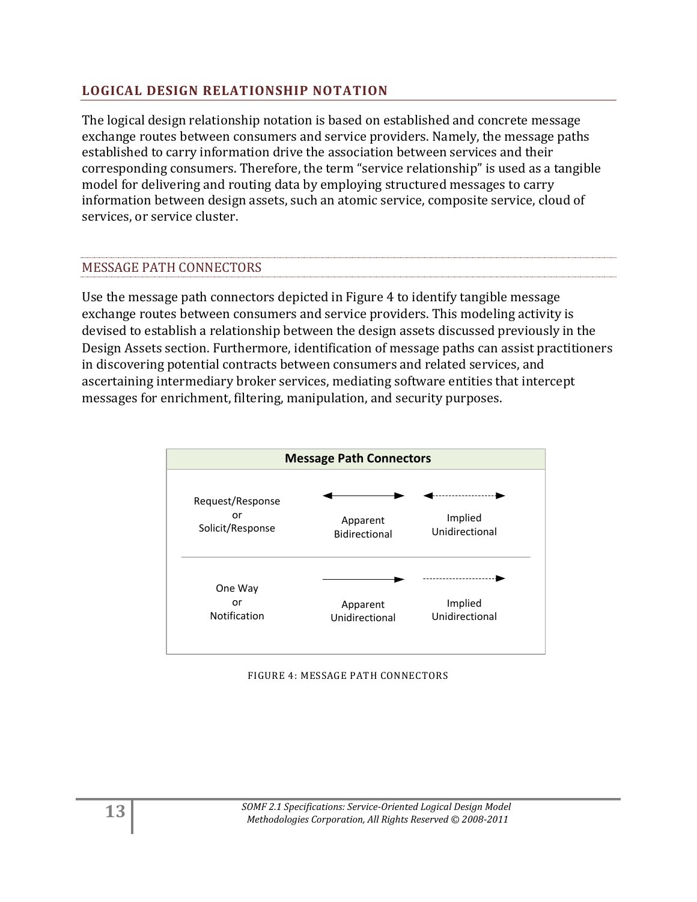## LOGICAL DESIGN RELATIONSHIP NOTATION

The logical design relationship notation is based on established and concrete message exchange routes between consumers and service providers. Namely, the message paths established to carry information drive the association between services and their corresponding consumers. Therefore, the term "service relationship" is used as a tangible model for delivering and routing data by employing structured messages to carry information between design assets, such an atomic service, composite service, cloud of services, or service cluster.

### MESSAGE PATH CONNECTORS

Use the message path connectors depicted in Figure 4 to identify tangible message exchange routes between consumers and service providers. This modeling activity is devised to establish a relationship between the design assets discussed previously in the Design Assets section. Furthermore, identification of message paths can assist practitioners in discovering potential contracts between consumers and related services, and ascertaining intermediary broker services, mediating software entities that intercept messages for enrichment, filtering, manipulation, and security purposes.

| Message Path Connectors | | |
|---|---|---|
| Request/Response or Solicit/Response | ◄────► Apparent Bidirectional | ◄------► Implied Unidirectional |
| One Way or Notification | ─────► Apparent Unidirectional | ------► Implied Unidirectional |

FIGURE 4: MESSAGE PATH CONNECTORS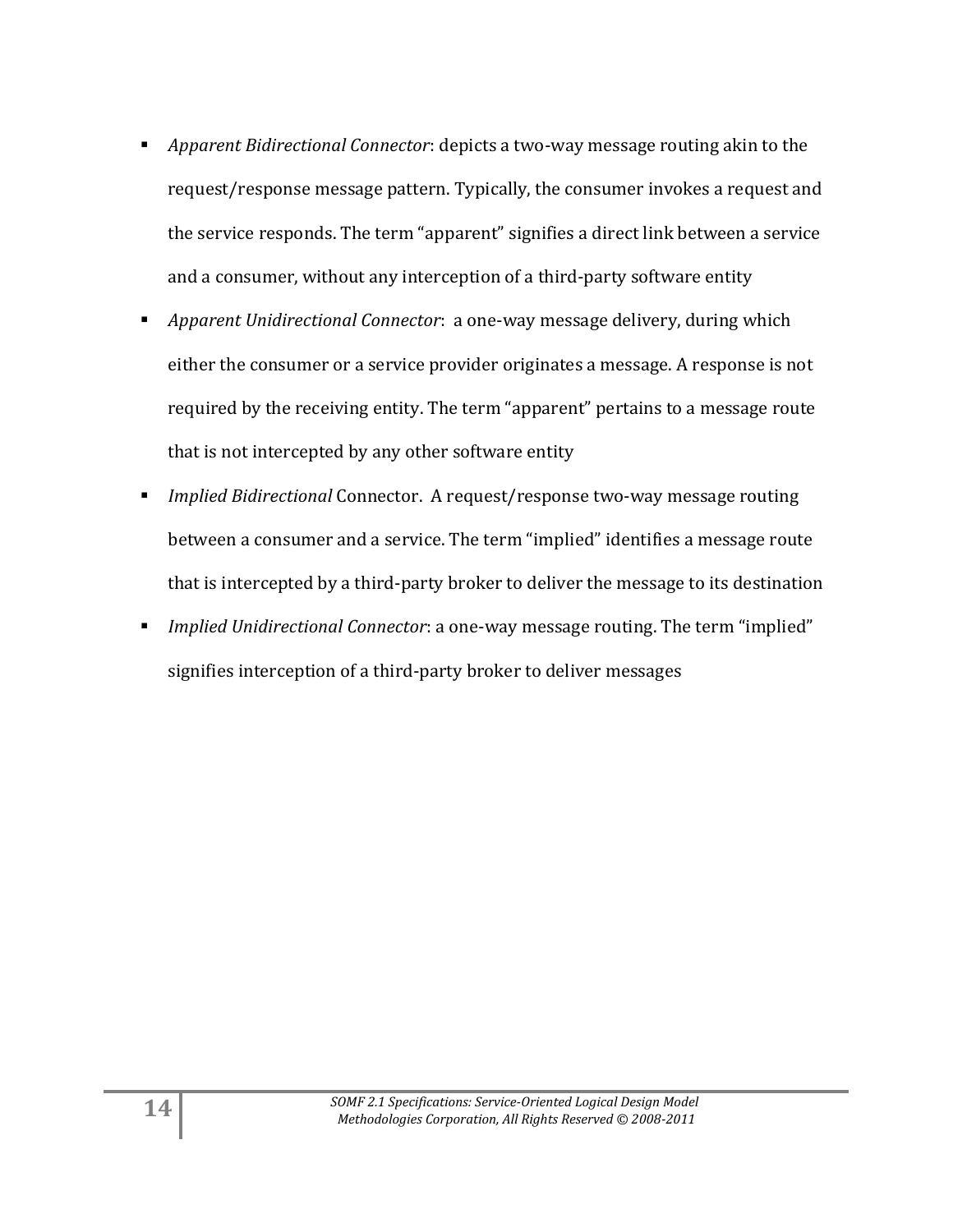- *Apparent Bidirectional Connector*: depicts a two-way message routing akin to the request/response message pattern. Typically, the consumer invokes a request and the service responds. The term "apparent" signifies a direct link between a service and a consumer, without any interception of a third-party software entity
- *Apparent Unidirectional Connector*: a one-way message delivery, during which either the consumer or a service provider originates a message. A response is not required by the receiving entity. The term "apparent" pertains to a message route that is not intercepted by any other software entity
- *Implied Bidirectional* Connector. A request/response two-way message routing between a consumer and a service. The term "implied" identifies a message route that is intercepted by a third-party broker to deliver the message to its destination
- *Implied Unidirectional Connector*: a one-way message routing. The term "implied" signifies interception of a third-party broker to deliver messages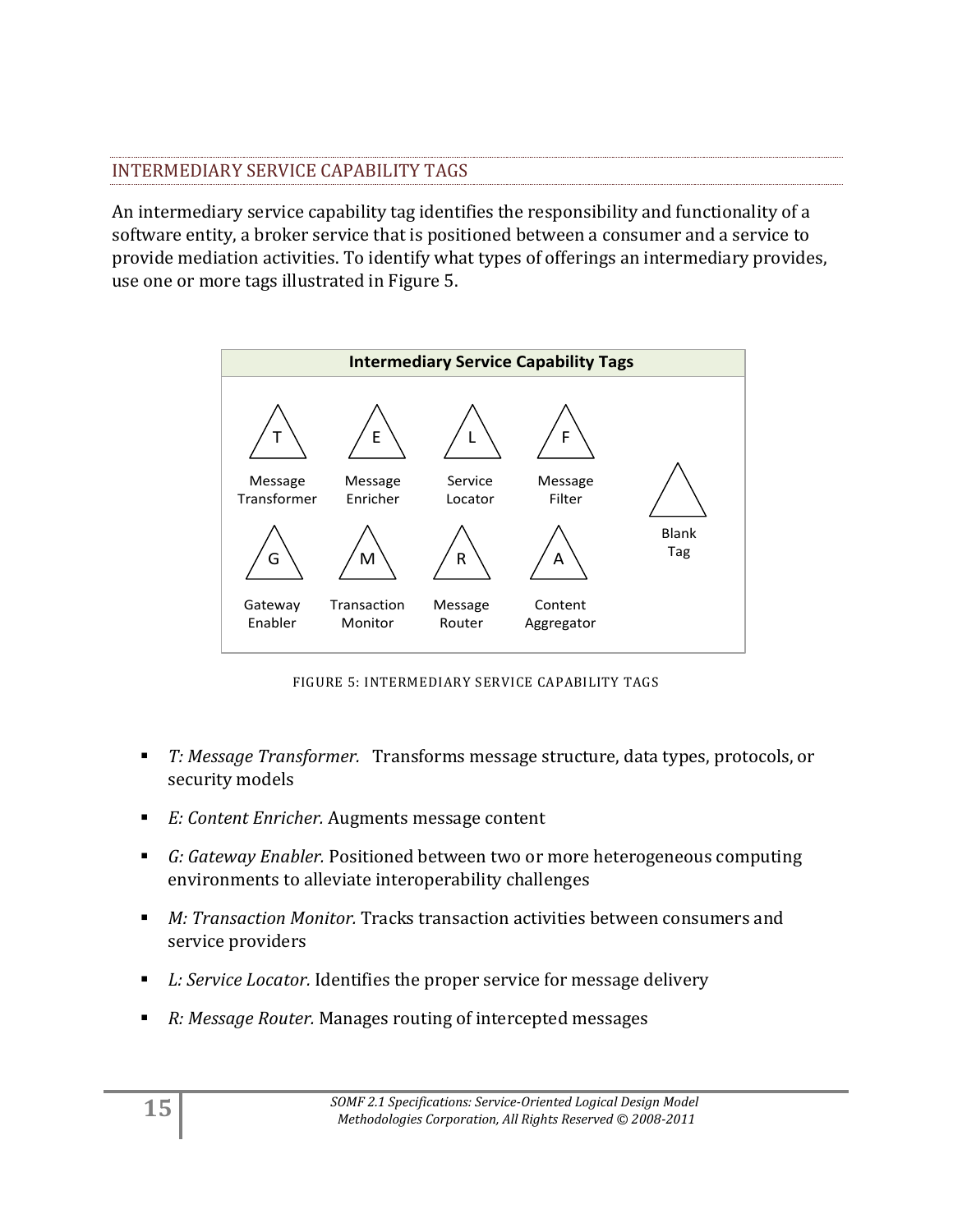## INTERMEDIARY SERVICE CAPABILITY TAGS

An intermediary service capability tag identifies the responsibility and functionality of a software entity, a broker service that is positioned between a consumer and a service to provide mediation activities. To identify what types of offerings an intermediary provides, use one or more tags illustrated in Figure 5.

**Intermediary Service Capability Tags**

| Tag | Name |
|---|---|
| T | Message Transformer |
| E | Message Enricher |
| L | Service Locator |
| F | Message Filter |
| G | Gateway Enabler |
| M | Transaction Monitor |
| R | Message Router |
| A | Content Aggregator |
| (blank) | Blank Tag |

FIGURE 5: INTERMEDIARY SERVICE CAPABILITY TAGS

- *T: Message Transformer.* Transforms message structure, data types, protocols, or security models
- *E: Content Enricher.* Augments message content
- *G: Gateway Enabler.* Positioned between two or more heterogeneous computing environments to alleviate interoperability challenges
- *M: Transaction Monitor.* Tracks transaction activities between consumers and service providers
- *L: Service Locator.* Identifies the proper service for message delivery
- *R: Message Router.* Manages routing of intercepted messages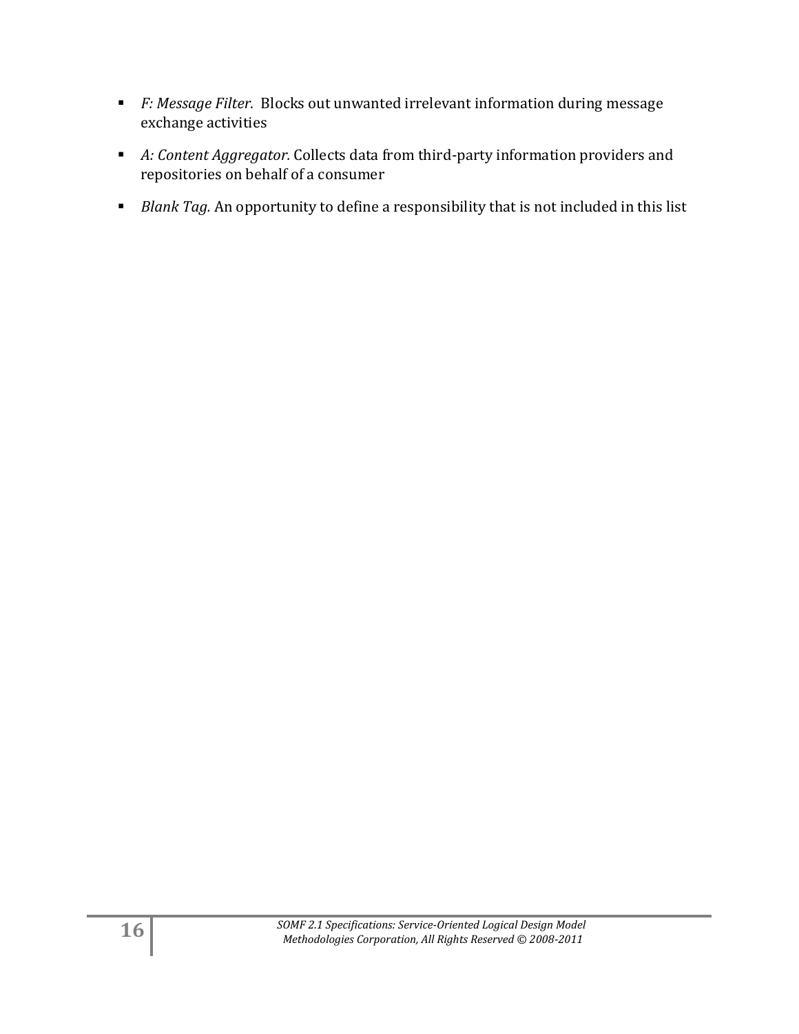- *F: Message Filter.* Blocks out unwanted irrelevant information during message exchange activities
- *A: Content Aggregator.* Collects data from third-party information providers and repositories on behalf of a consumer
- *Blank Tag.* An opportunity to define a responsibility that is not included in this list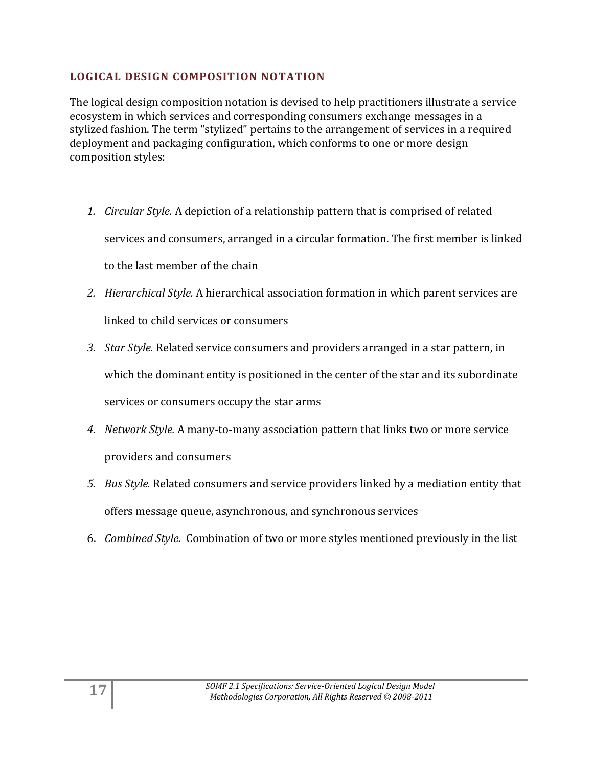## LOGICAL DESIGN COMPOSITION NOTATION

The logical design composition notation is devised to help practitioners illustrate a service ecosystem in which services and corresponding consumers exchange messages in a stylized fashion. The term "stylized" pertains to the arrangement of services in a required deployment and packaging configuration, which conforms to one or more design composition styles:

1. *Circular Style.* A depiction of a relationship pattern that is comprised of related services and consumers, arranged in a circular formation. The first member is linked to the last member of the chain
2. *Hierarchical Style.* A hierarchical association formation in which parent services are linked to child services or consumers
3. *Star Style.* Related service consumers and providers arranged in a star pattern, in which the dominant entity is positioned in the center of the star and its subordinate services or consumers occupy the star arms
4. *Network Style.* A many-to-many association pattern that links two or more service providers and consumers
5. *Bus Style.* Related consumers and service providers linked by a mediation entity that offers message queue, asynchronous, and synchronous services
6. *Combined Style.* Combination of two or more styles mentioned previously in the list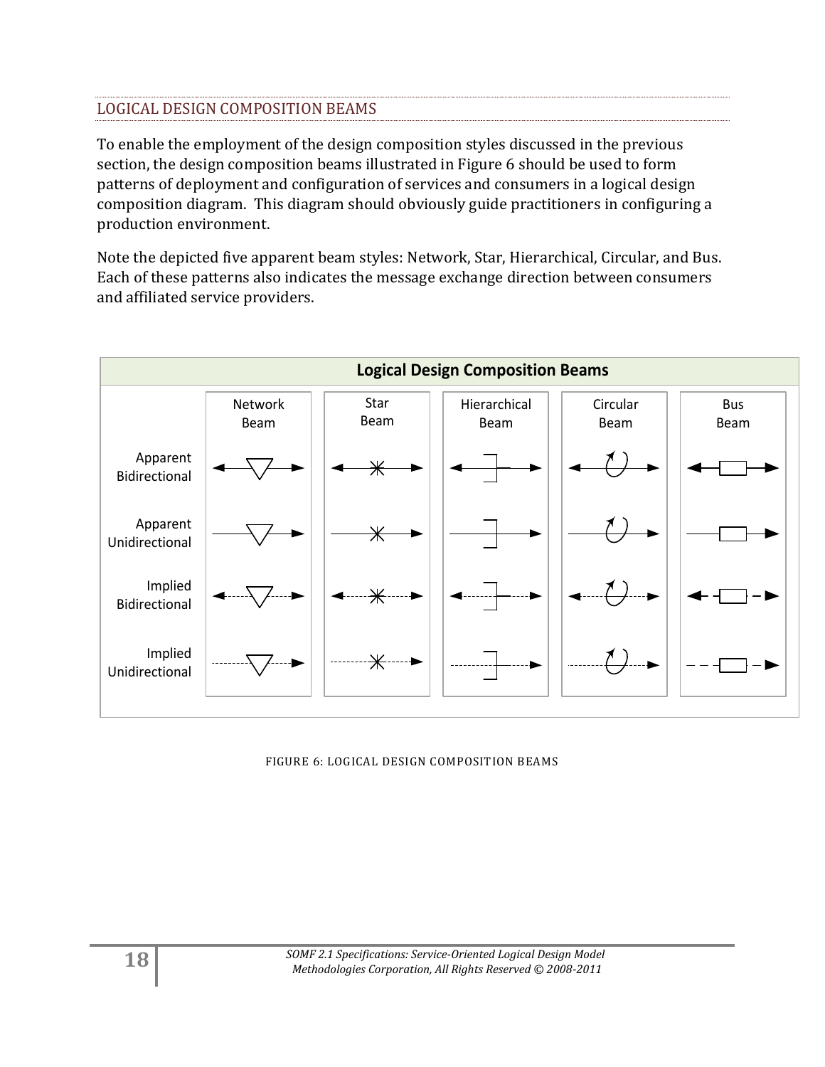## LOGICAL DESIGN COMPOSITION BEAMS

To enable the employment of the design composition styles discussed in the previous section, the design composition beams illustrated in Figure 6 should be used to form patterns of deployment and configuration of services and consumers in a logical design composition diagram. This diagram should obviously guide practitioners in configuring a production environment.

Note the depicted five apparent beam styles: Network, Star, Hierarchical, Circular, and Bus. Each of these patterns also indicates the message exchange direction between consumers and affiliated service providers.

**Logical Design Composition Beams**

| | Network Beam | Star Beam | Hierarchical Beam | Circular Beam | Bus Beam |
|---|---|---|---|---|---|
| Apparent Bidirectional | | | | | |
| Apparent Unidirectional | | | | | |
| Implied Bidirectional | | | | | |
| Implied Unidirectional | | | | | |

FIGURE 6: LOGICAL DESIGN COMPOSITION BEAMS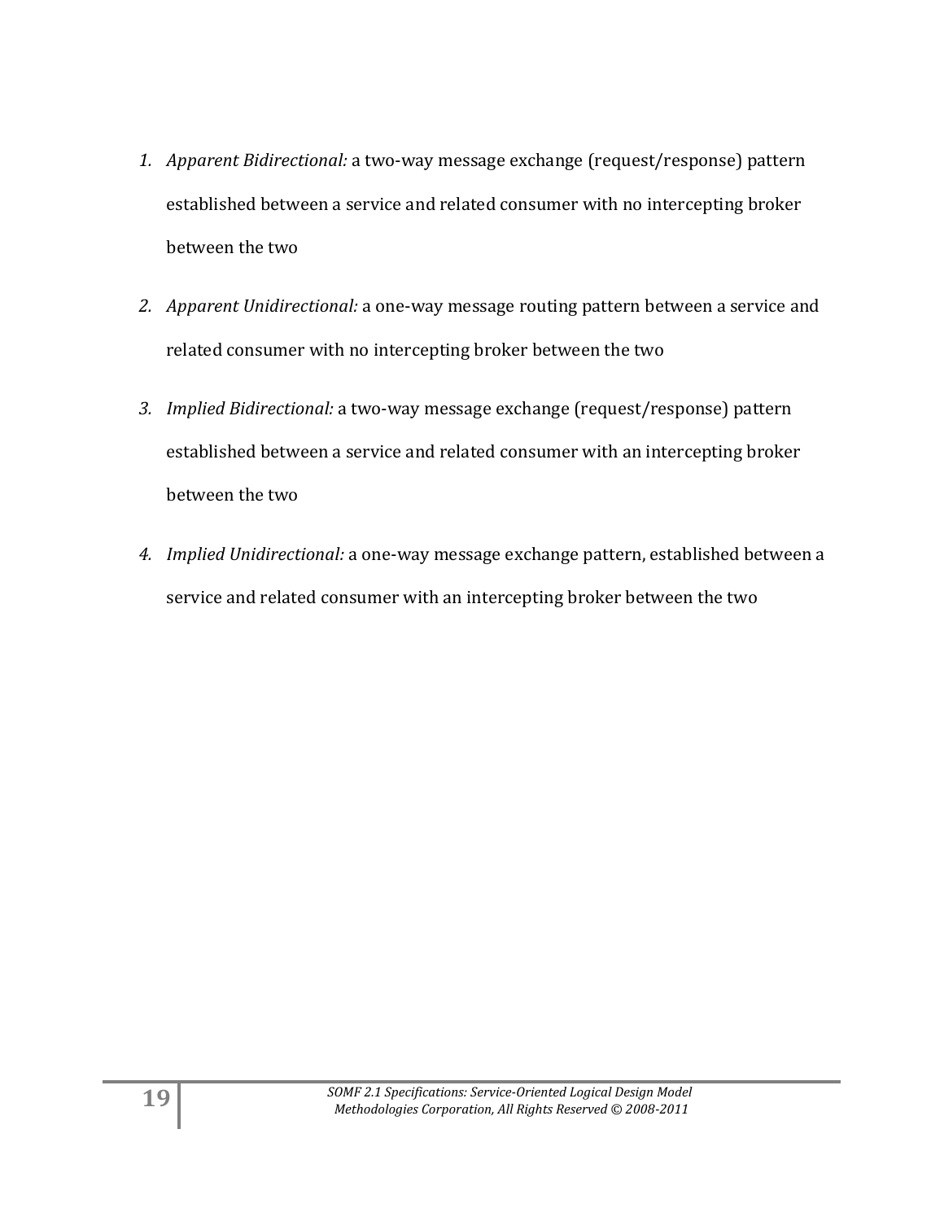1. *Apparent Bidirectional:* a two-way message exchange (request/response) pattern established between a service and related consumer with no intercepting broker between the two
2. *Apparent Unidirectional:* a one-way message routing pattern between a service and related consumer with no intercepting broker between the two
3. *Implied Bidirectional:* a two-way message exchange (request/response) pattern established between a service and related consumer with an intercepting broker between the two
4. *Implied Unidirectional:* a one-way message exchange pattern, established between a service and related consumer with an intercepting broker between the two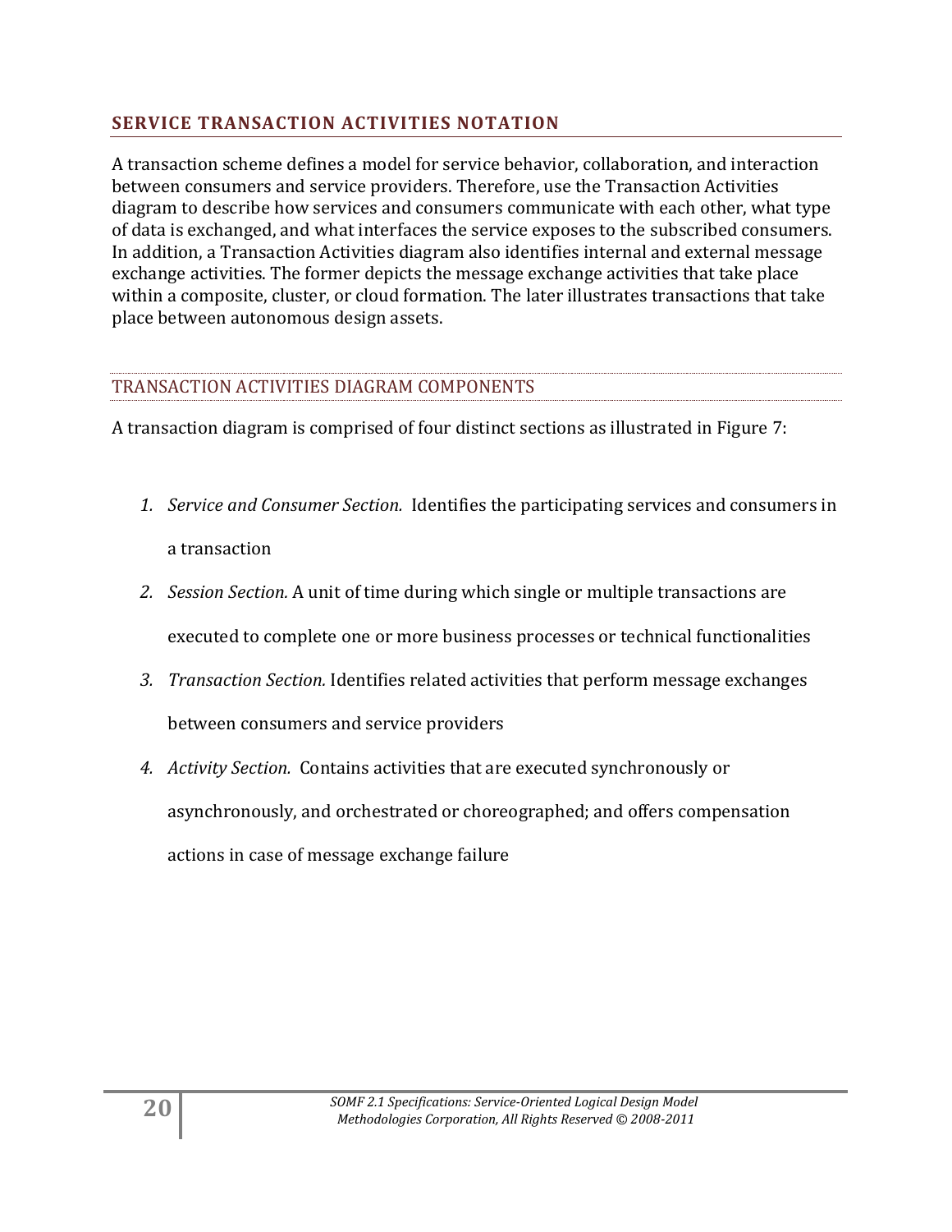## SERVICE TRANSACTION ACTIVITIES NOTATION

A transaction scheme defines a model for service behavior, collaboration, and interaction between consumers and service providers. Therefore, use the Transaction Activities diagram to describe how services and consumers communicate with each other, what type of data is exchanged, and what interfaces the service exposes to the subscribed consumers. In addition, a Transaction Activities diagram also identifies internal and external message exchange activities. The former depicts the message exchange activities that take place within a composite, cluster, or cloud formation. The later illustrates transactions that take place between autonomous design assets.

### TRANSACTION ACTIVITIES DIAGRAM COMPONENTS

A transaction diagram is comprised of four distinct sections as illustrated in Figure 7:

1. *Service and Consumer Section.* Identifies the participating services and consumers in a transaction
2. *Session Section.* A unit of time during which single or multiple transactions are executed to complete one or more business processes or technical functionalities
3. *Transaction Section.* Identifies related activities that perform message exchanges between consumers and service providers
4. *Activity Section.* Contains activities that are executed synchronously or asynchronously, and orchestrated or choreographed; and offers compensation actions in case of message exchange failure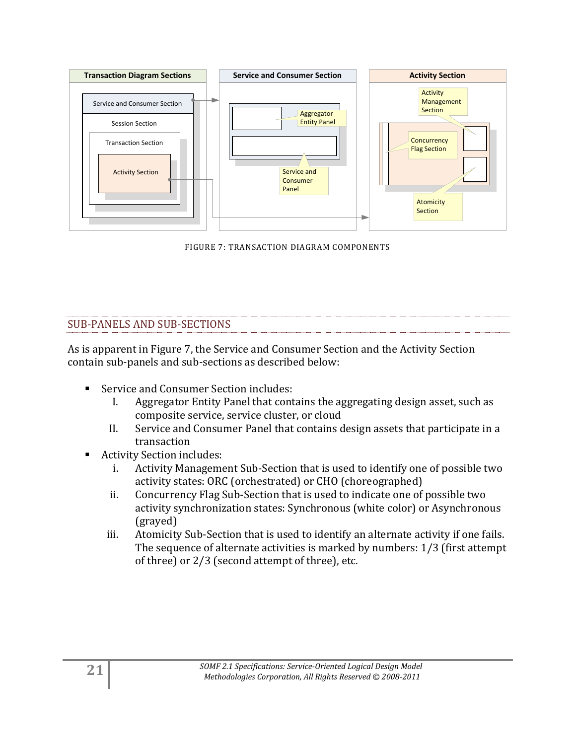FIGURE 7: TRANSACTION DIAGRAM COMPONENTS

## SUB-PANELS AND SUB-SECTIONS

As is apparent in Figure 7, the Service and Consumer Section and the Activity Section contain sub-panels and sub-sections as described below:

- Service and Consumer Section includes:
  I. Aggregator Entity Panel that contains the aggregating design asset, such as composite service, service cluster, or cloud
  II. Service and Consumer Panel that contains design assets that participate in a transaction
- Activity Section includes:
  i. Activity Management Sub-Section that is used to identify one of possible two activity states: ORC (orchestrated) or CHO (choreographed)
  ii. Concurrency Flag Sub-Section that is used to indicate one of possible two activity synchronization states: Synchronous (white color) or Asynchronous (grayed)
  iii. Atomicity Sub-Section that is used to identify an alternate activity if one fails. The sequence of alternate activities is marked by numbers: 1/3 (first attempt of three) or 2/3 (second attempt of three), etc.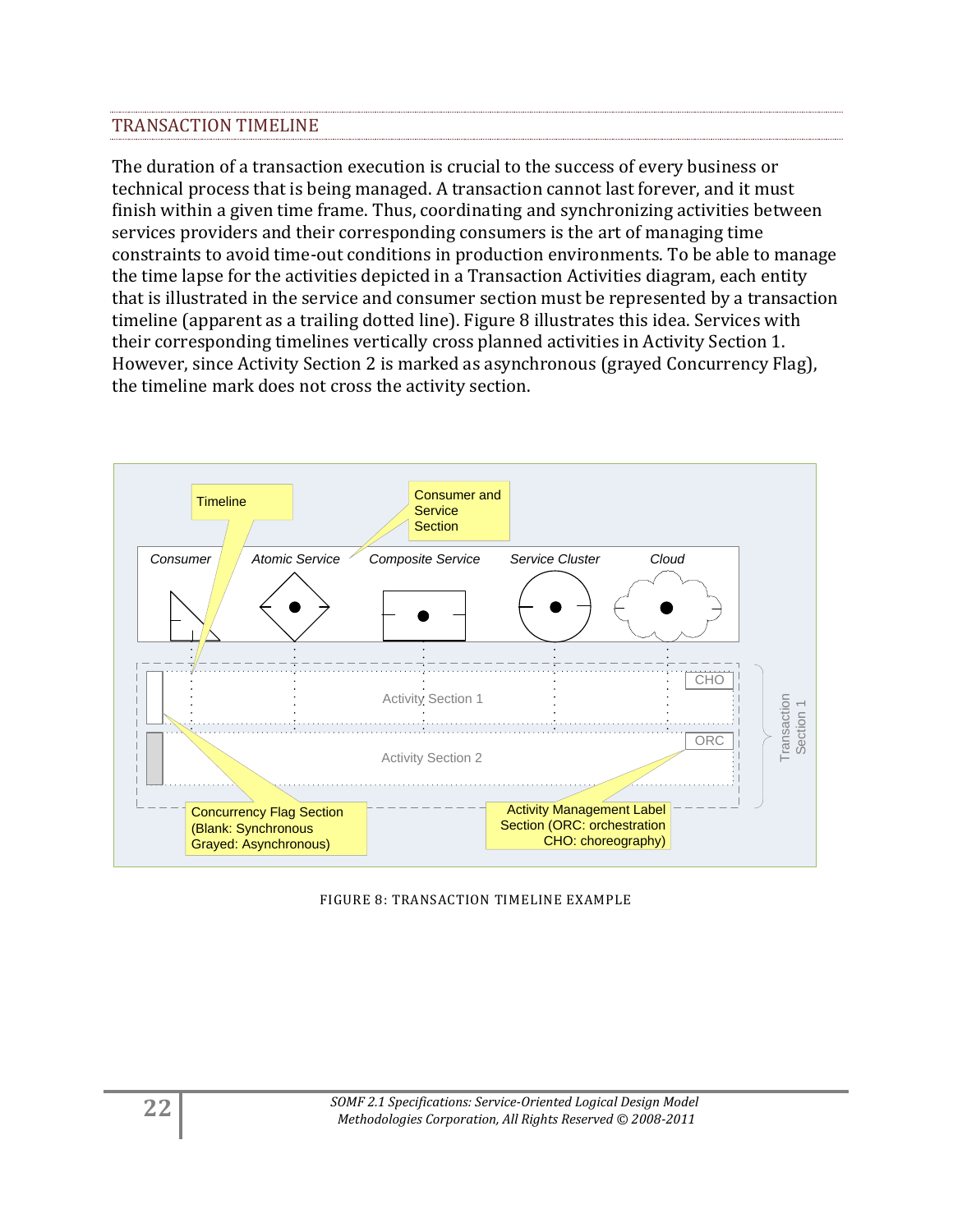## TRANSACTION TIMELINE

The duration of a transaction execution is crucial to the success of every business or technical process that is being managed. A transaction cannot last forever, and it must finish within a given time frame. Thus, coordinating and synchronizing activities between services providers and their corresponding consumers is the art of managing time constraints to avoid time-out conditions in production environments. To be able to manage the time lapse for the activities depicted in a Transaction Activities diagram, each entity that is illustrated in the service and consumer section must be represented by a transaction timeline (apparent as a trailing dotted line). Figure 8 illustrates this idea. Services with their corresponding timelines vertically cross planned activities in Activity Section 1. However, since Activity Section 2 is marked as asynchronous (grayed Concurrency Flag), the timeline mark does not cross the activity section.

FIGURE 8: TRANSACTION TIMELINE EXAMPLE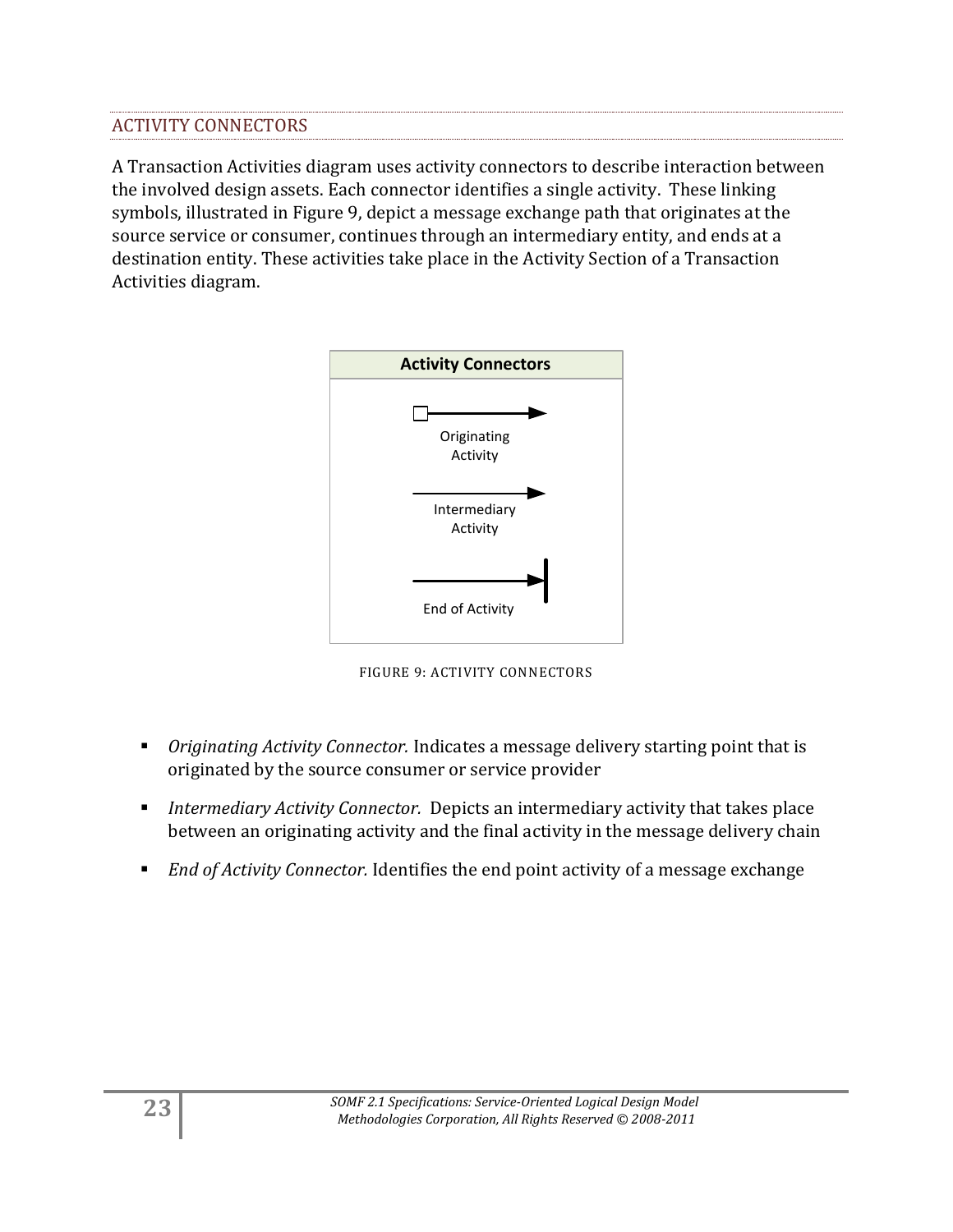## ACTIVITY CONNECTORS

A Transaction Activities diagram uses activity connectors to describe interaction between the involved design assets. Each connector identifies a single activity. These linking symbols, illustrated in Figure 9, depict a message exchange path that originates at the source service or consumer, continues through an intermediary entity, and ends at a destination entity. These activities take place in the Activity Section of a Transaction Activities diagram.

FIGURE 9: ACTIVITY CONNECTORS

- *Originating Activity Connector.* Indicates a message delivery starting point that is originated by the source consumer or service provider
- *Intermediary Activity Connector.* Depicts an intermediary activity that takes place between an originating activity and the final activity in the message delivery chain
- *End of Activity Connector.* Identifies the end point activity of a message exchange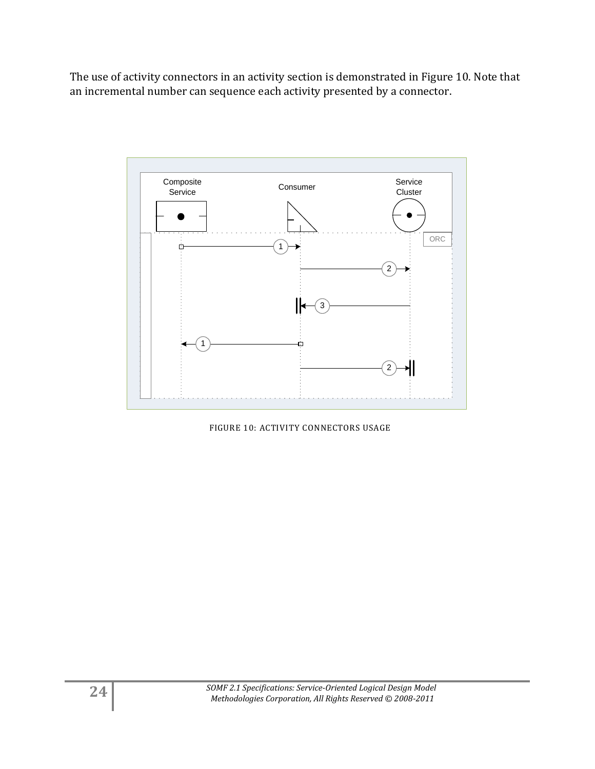The use of activity connectors in an activity section is demonstrated in Figure 10. Note that an incremental number can sequence each activity presented by a connector.

FIGURE 10: ACTIVITY CONNECTORS USAGE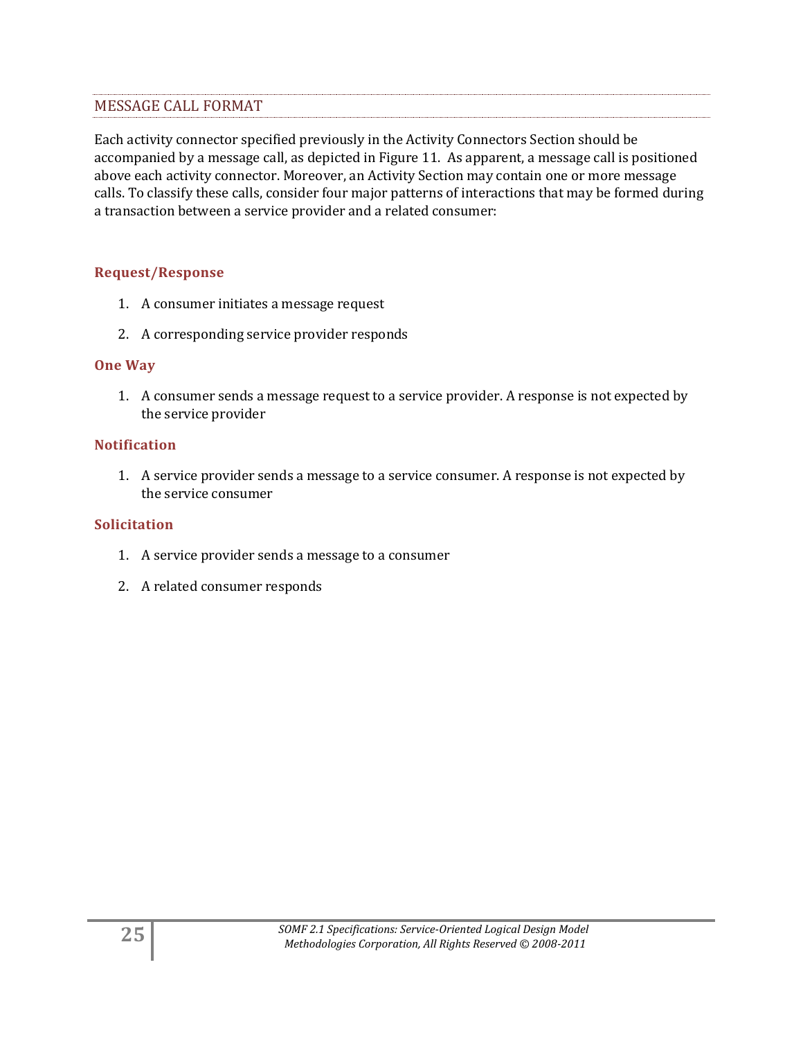## MESSAGE CALL FORMAT

Each activity connector specified previously in the Activity Connectors Section should be accompanied by a message call, as depicted in Figure 11. As apparent, a message call is positioned above each activity connector. Moreover, an Activity Section may contain one or more message calls. To classify these calls, consider four major patterns of interactions that may be formed during a transaction between a service provider and a related consumer:

### Request/Response

1. A consumer initiates a message request
2. A corresponding service provider responds

### One Way

1. A consumer sends a message request to a service provider. A response is not expected by the service provider

### Notification

1. A service provider sends a message to a service consumer. A response is not expected by the service consumer

### Solicitation

1. A service provider sends a message to a consumer
2. A related consumer responds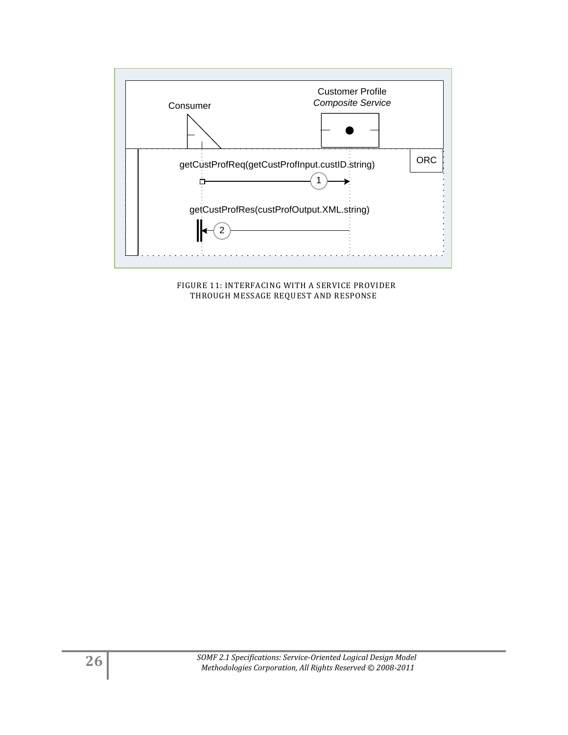FIGURE 11: INTERFACING WITH A SERVICE PROVIDER THROUGH MESSAGE REQUEST AND RESPONSE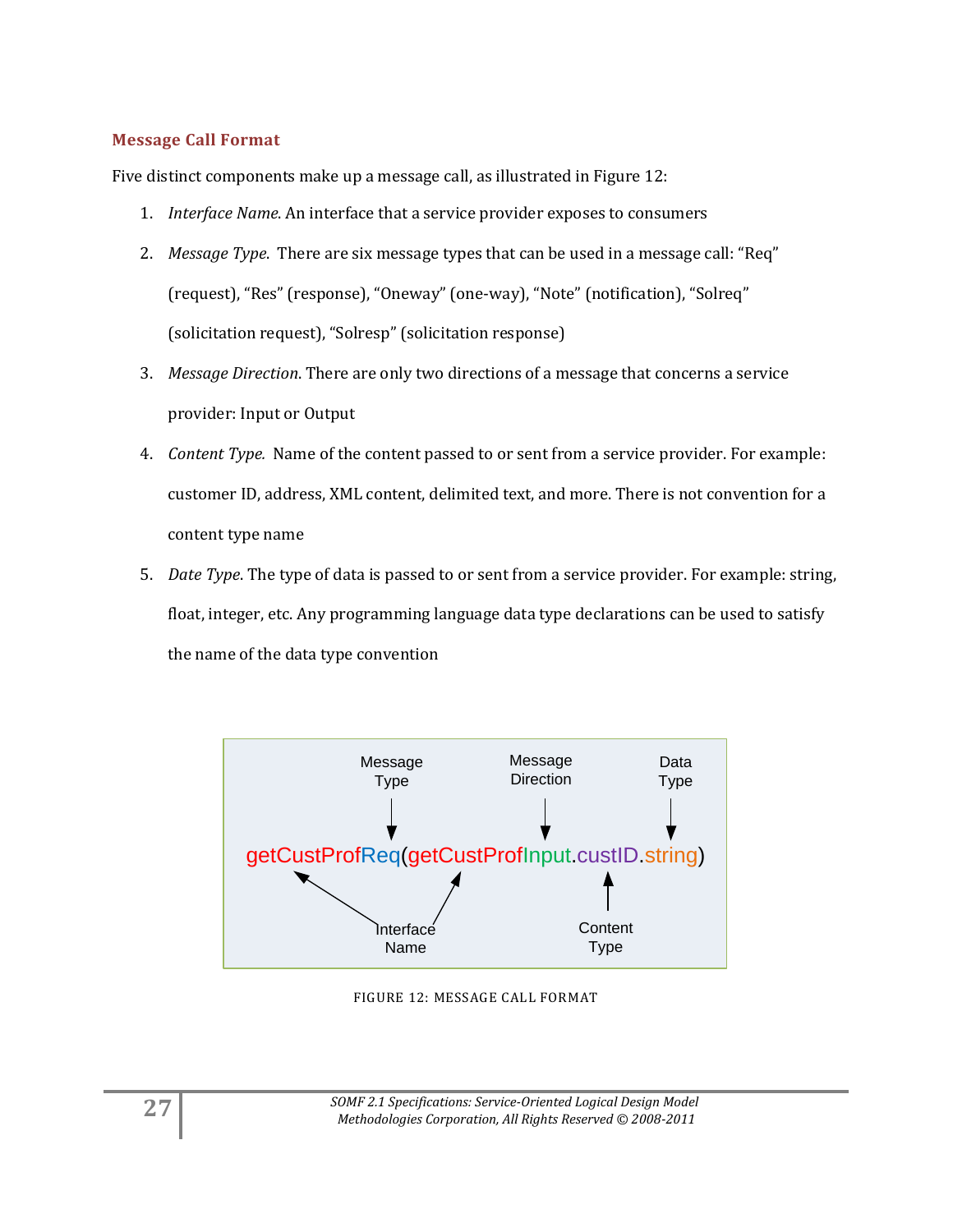### Message Call Format

Five distinct components make up a message call, as illustrated in Figure 12:

1. *Interface Name*. An interface that a service provider exposes to consumers
2. *Message Type*. There are six message types that can be used in a message call: “Req” (request), “Res” (response), “Oneway” (one-way), “Note” (notification), “Solreq” (solicitation request), “Solresp” (solicitation response)
3. *Message Direction*. There are only two directions of a message that concerns a service provider: Input or Output
4. *Content Type.* Name of the content passed to or sent from a service provider. For example: customer ID, address, XML content, delimited text, and more. There is not convention for a content type name
5. *Date Type*. The type of data is passed to or sent from a service provider. For example: string, float, integer, etc. Any programming language data type declarations can be used to satisfy the name of the data type convention

```
getCustProfReq(getCustProfInput.custID.string)
```

- Interface Name: getCustProf
- Message Type: Req
- Message Direction: Input
- Content Type: custID
- Data Type: string

FIGURE 12: MESSAGE CALL FORMAT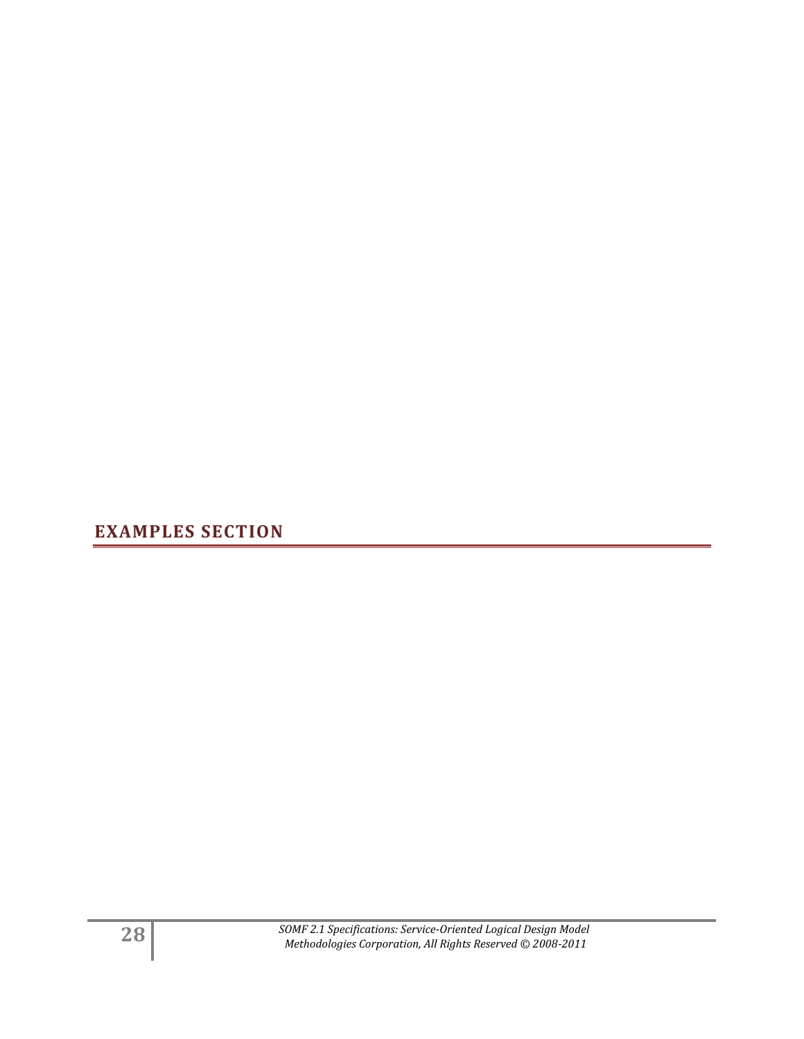## EXAMPLES SECTION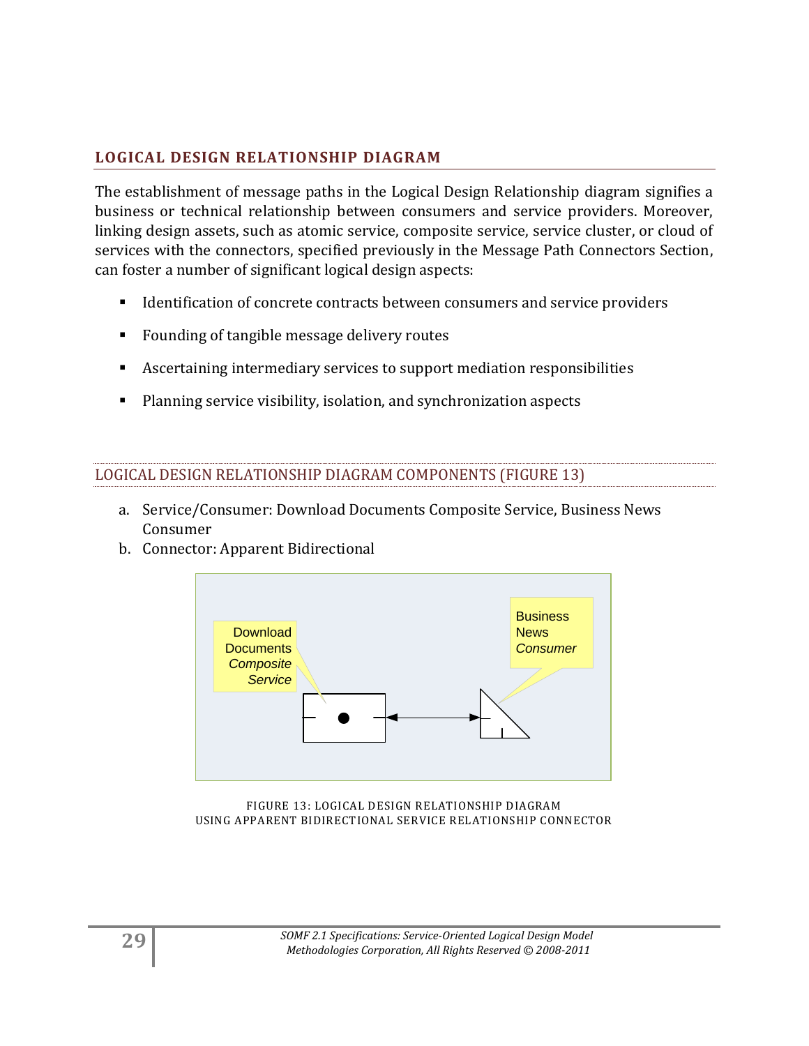## LOGICAL DESIGN RELATIONSHIP DIAGRAM

The establishment of message paths in the Logical Design Relationship diagram signifies a business or technical relationship between consumers and service providers. Moreover, linking design assets, such as atomic service, composite service, service cluster, or cloud of services with the connectors, specified previously in the Message Path Connectors Section, can foster a number of significant logical design aspects:

- Identification of concrete contracts between consumers and service providers
- Founding of tangible message delivery routes
- Ascertaining intermediary services to support mediation responsibilities
- Planning service visibility, isolation, and synchronization aspects

### LOGICAL DESIGN RELATIONSHIP DIAGRAM COMPONENTS (FIGURE 13)

a. Service/Consumer: Download Documents Composite Service, Business News Consumer
b. Connector: Apparent Bidirectional

FIGURE 13: LOGICAL DESIGN RELATIONSHIP DIAGRAM USING APPARENT BIDIRECTIONAL SERVICE RELATIONSHIP CONNECTOR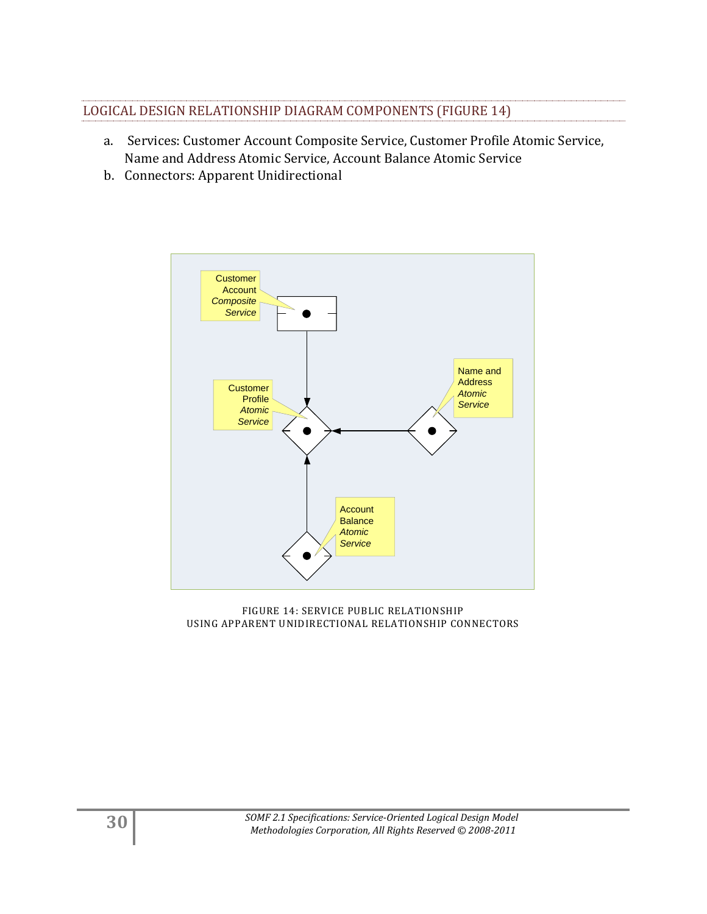## LOGICAL DESIGN RELATIONSHIP DIAGRAM COMPONENTS (FIGURE 14)

a. Services: Customer Account Composite Service, Customer Profile Atomic Service, Name and Address Atomic Service, Account Balance Atomic Service
b. Connectors: Apparent Unidirectional

FIGURE 14: SERVICE PUBLIC RELATIONSHIP USING APPARENT UNIDIRECTIONAL RELATIONSHIP CONNECTORS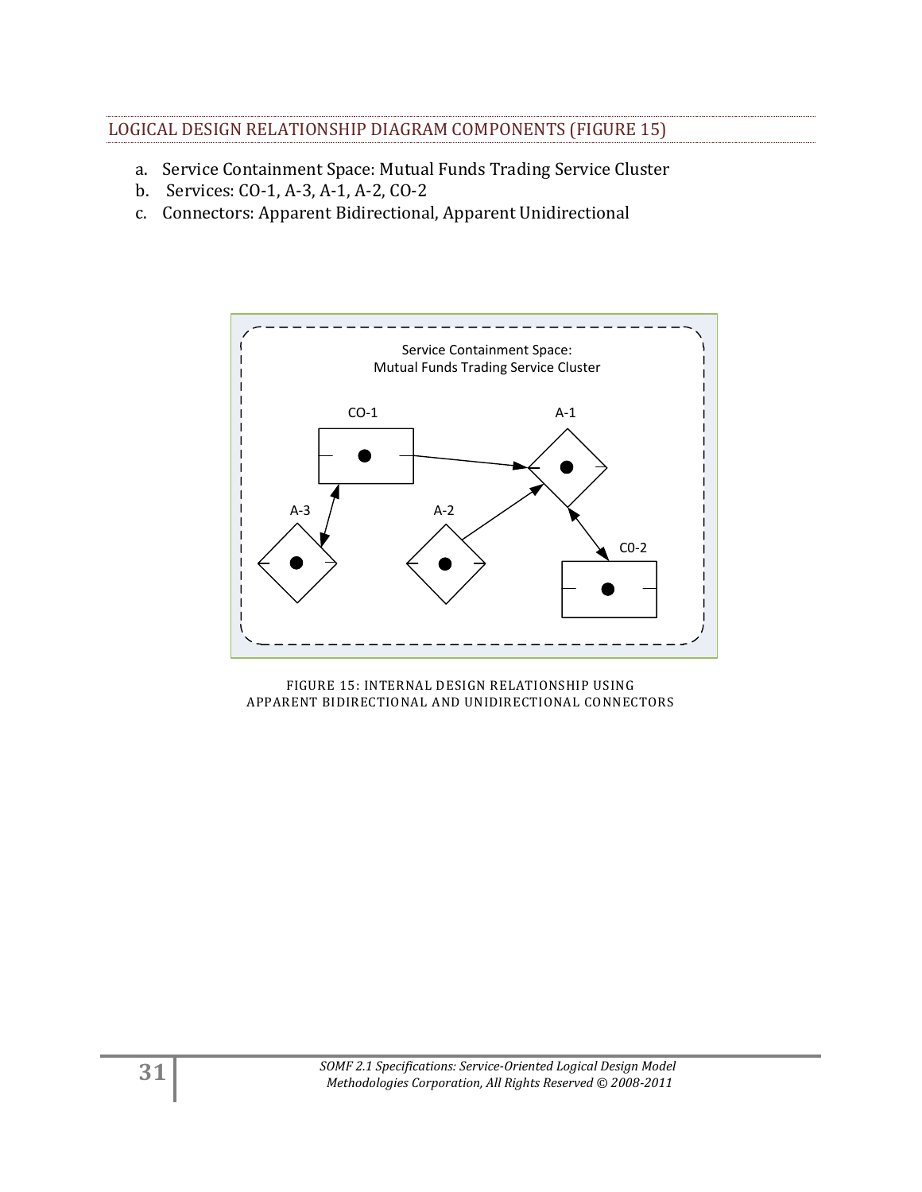## LOGICAL DESIGN RELATIONSHIP DIAGRAM COMPONENTS (FIGURE 15)

a. Service Containment Space: Mutual Funds Trading Service Cluster
b. Services: CO-1, A-3, A-1, A-2, CO-2
c. Connectors: Apparent Bidirectional, Apparent Unidirectional

FIGURE 15: INTERNAL DESIGN RELATIONSHIP USING APPARENT BIDIRECTIONAL AND UNIDIRECTIONAL CONNECTORS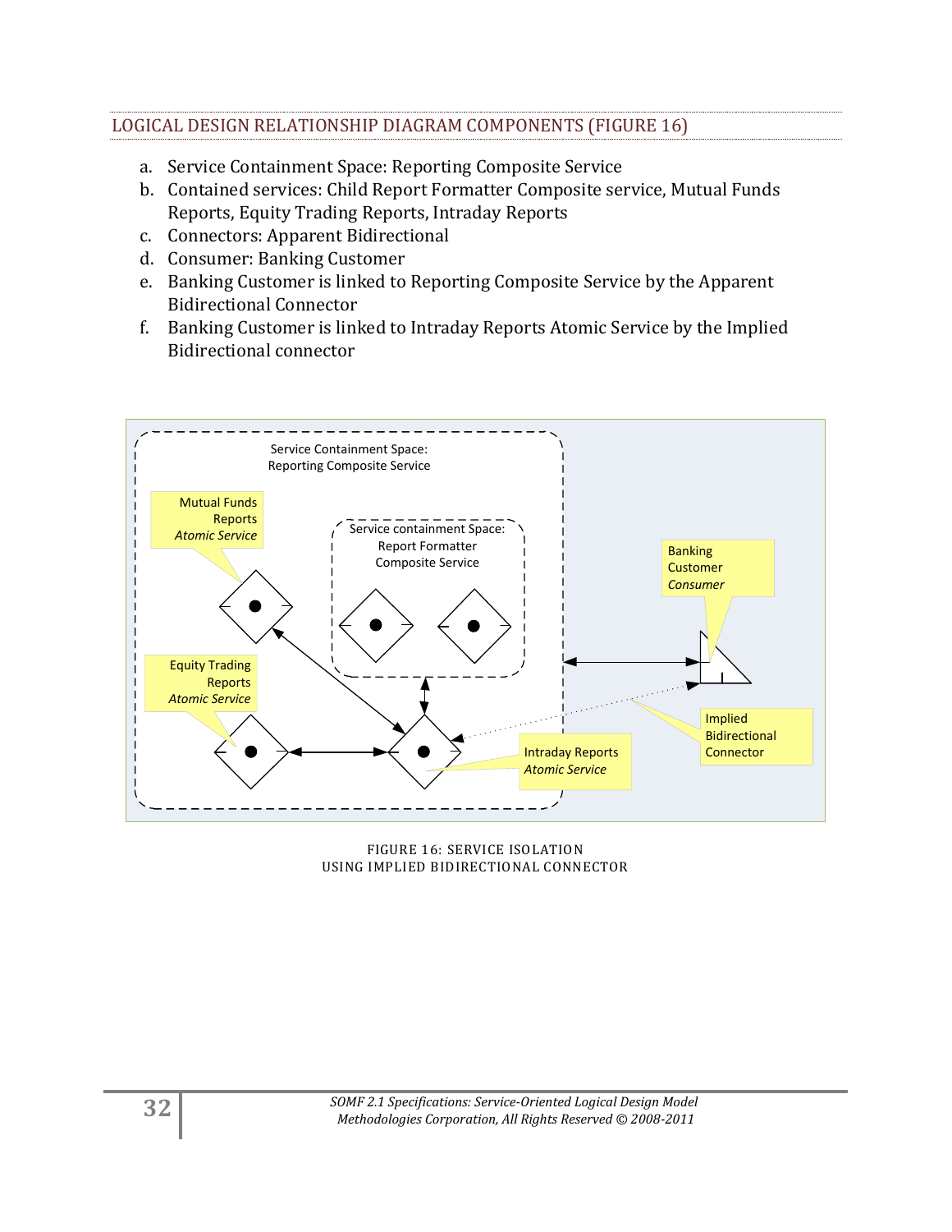## LOGICAL DESIGN RELATIONSHIP DIAGRAM COMPONENTS (FIGURE 16)

a. Service Containment Space: Reporting Composite Service
b. Contained services: Child Report Formatter Composite service, Mutual Funds Reports, Equity Trading Reports, Intraday Reports
c. Connectors: Apparent Bidirectional
d. Consumer: Banking Customer
e. Banking Customer is linked to Reporting Composite Service by the Apparent Bidirectional Connector
f. Banking Customer is linked to Intraday Reports Atomic Service by the Implied Bidirectional connector

FIGURE 16: SERVICE ISOLATION
USING IMPLIED BIDIRECTIONAL CONNECTOR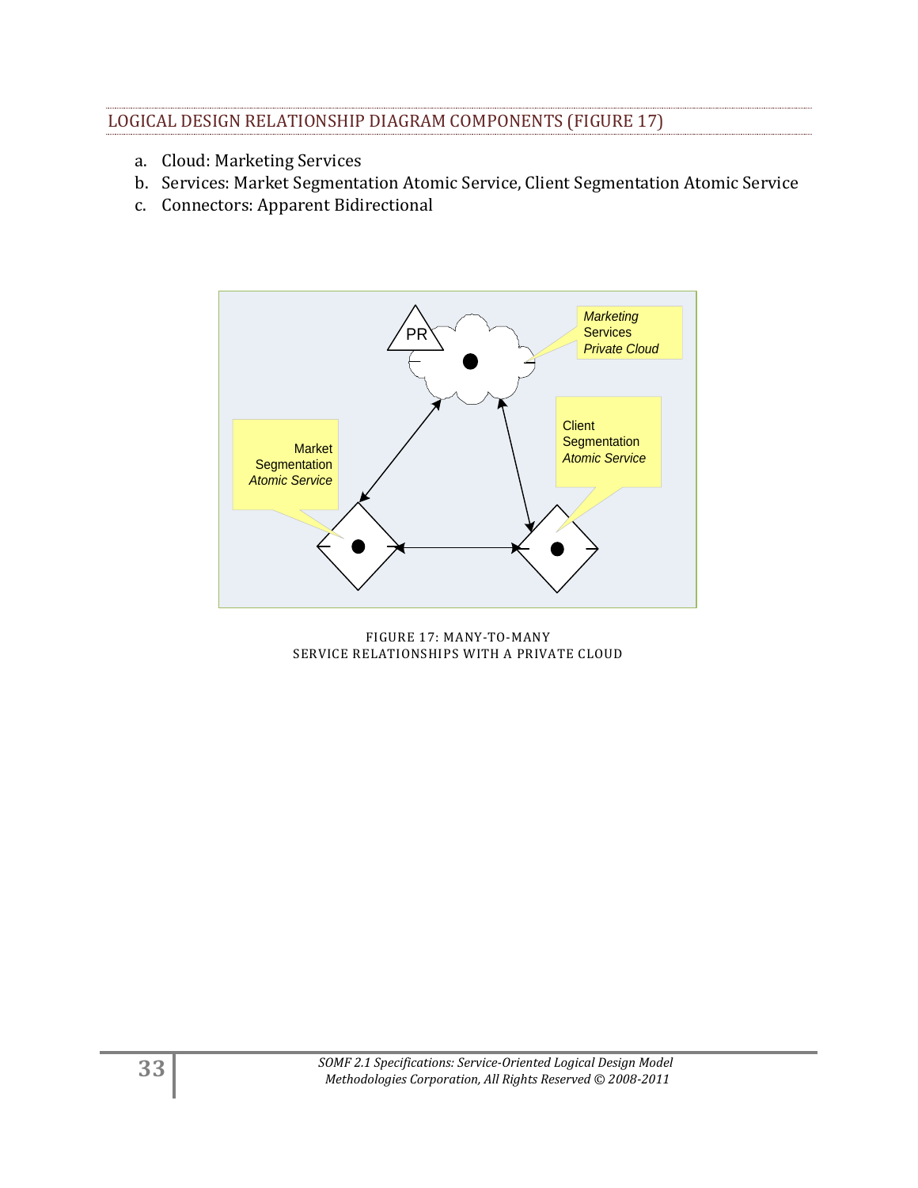## LOGICAL DESIGN RELATIONSHIP DIAGRAM COMPONENTS (FIGURE 17)

a. Cloud: Marketing Services
b. Services: Market Segmentation Atomic Service, Client Segmentation Atomic Service
c. Connectors: Apparent Bidirectional

FIGURE 17: MANY-TO-MANY
SERVICE RELATIONSHIPS WITH A PRIVATE CLOUD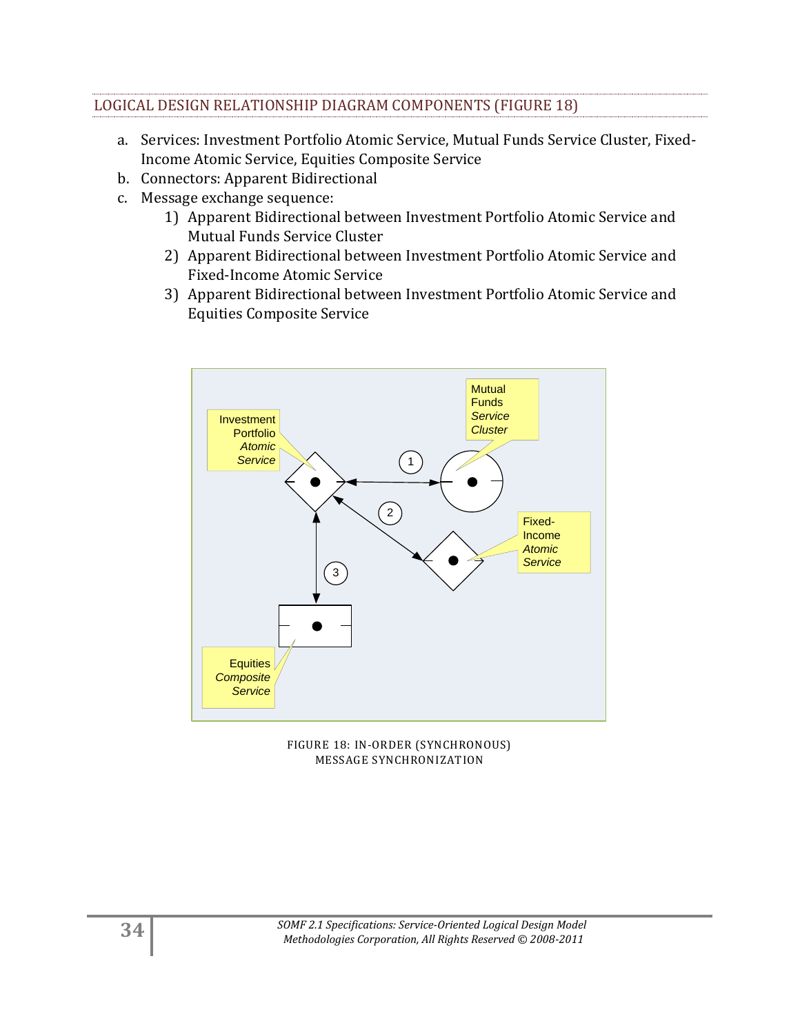## LOGICAL DESIGN RELATIONSHIP DIAGRAM COMPONENTS (FIGURE 18)

a. Services: Investment Portfolio Atomic Service, Mutual Funds Service Cluster, Fixed-Income Atomic Service, Equities Composite Service

b. Connectors: Apparent Bidirectional

c. Message exchange sequence:

   1) Apparent Bidirectional between Investment Portfolio Atomic Service and Mutual Funds Service Cluster
   2) Apparent Bidirectional between Investment Portfolio Atomic Service and Fixed-Income Atomic Service
   3) Apparent Bidirectional between Investment Portfolio Atomic Service and Equities Composite Service

FIGURE 18: IN-ORDER (SYNCHRONOUS) MESSAGE SYNCHRONIZATION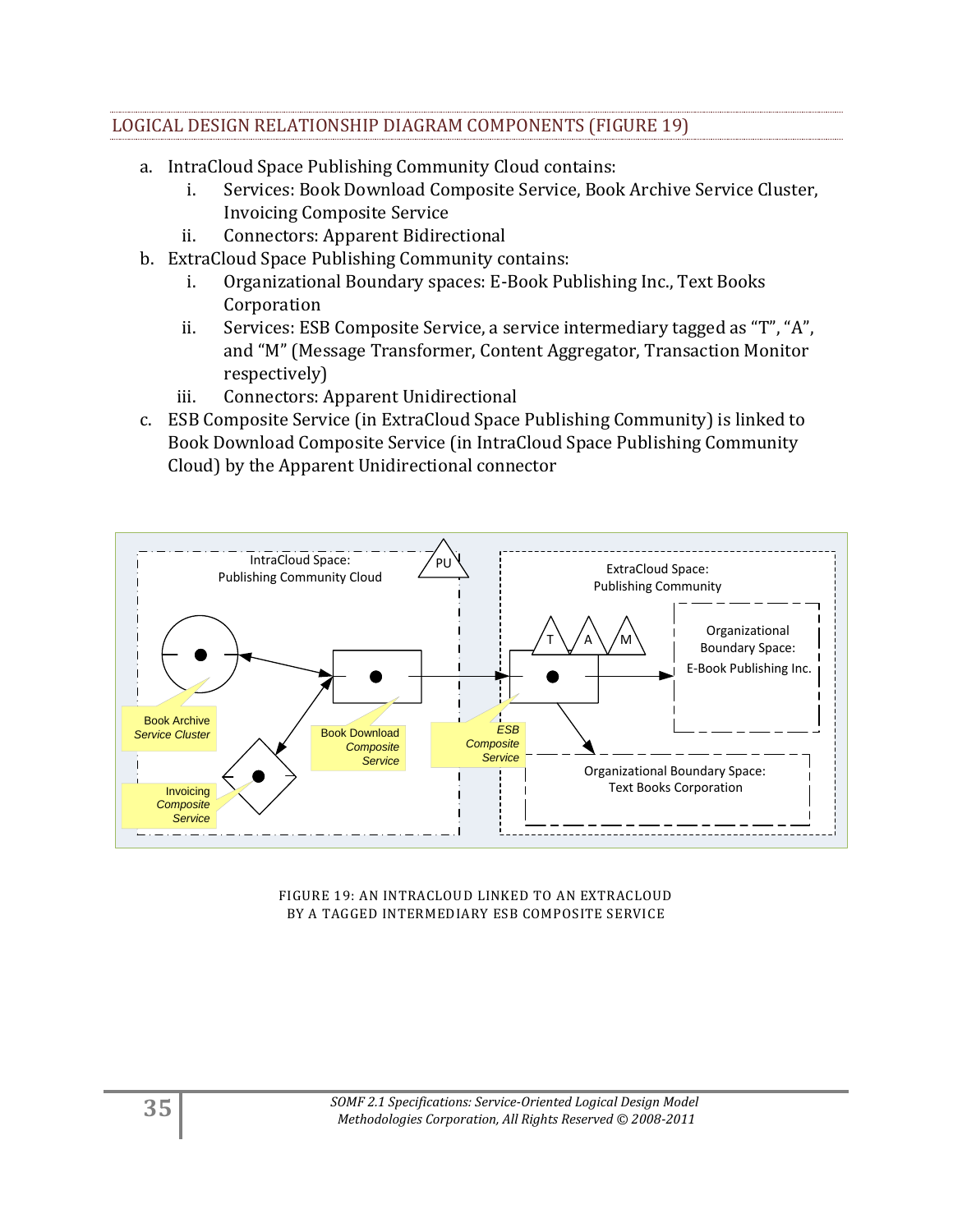## LOGICAL DESIGN RELATIONSHIP DIAGRAM COMPONENTS (FIGURE 19)

a. IntraCloud Space Publishing Community Cloud contains:
   i. Services: Book Download Composite Service, Book Archive Service Cluster, Invoicing Composite Service
   ii. Connectors: Apparent Bidirectional
b. ExtraCloud Space Publishing Community contains:
   i. Organizational Boundary spaces: E-Book Publishing Inc., Text Books Corporation
   ii. Services: ESB Composite Service, a service intermediary tagged as "T", "A", and "M" (Message Transformer, Content Aggregator, Transaction Monitor respectively)
   iii. Connectors: Apparent Unidirectional
c. ESB Composite Service (in ExtraCloud Space Publishing Community) is linked to Book Download Composite Service (in IntraCloud Space Publishing Community Cloud) by the Apparent Unidirectional connector

FIGURE 19: AN INTRACLOUD LINKED TO AN EXTRACLOUD BY A TAGGED INTERMEDIARY ESB COMPOSITE SERVICE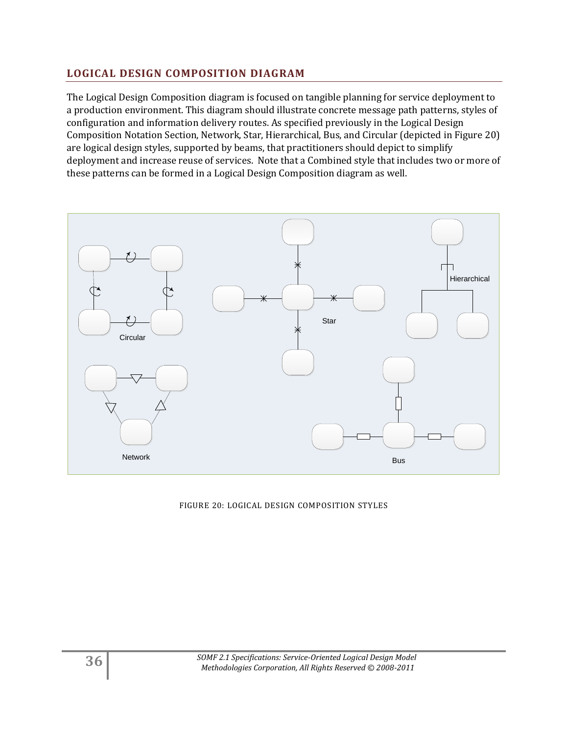## LOGICAL DESIGN COMPOSITION DIAGRAM

The Logical Design Composition diagram is focused on tangible planning for service deployment to a production environment. This diagram should illustrate concrete message path patterns, styles of configuration and information delivery routes. As specified previously in the Logical Design Composition Notation Section, Network, Star, Hierarchical, Bus, and Circular (depicted in Figure 20) are logical design styles, supported by beams, that practitioners should depict to simplify deployment and increase reuse of services. Note that a Combined style that includes two or more of these patterns can be formed in a Logical Design Composition diagram as well.

FIGURE 20: LOGICAL DESIGN COMPOSITION STYLES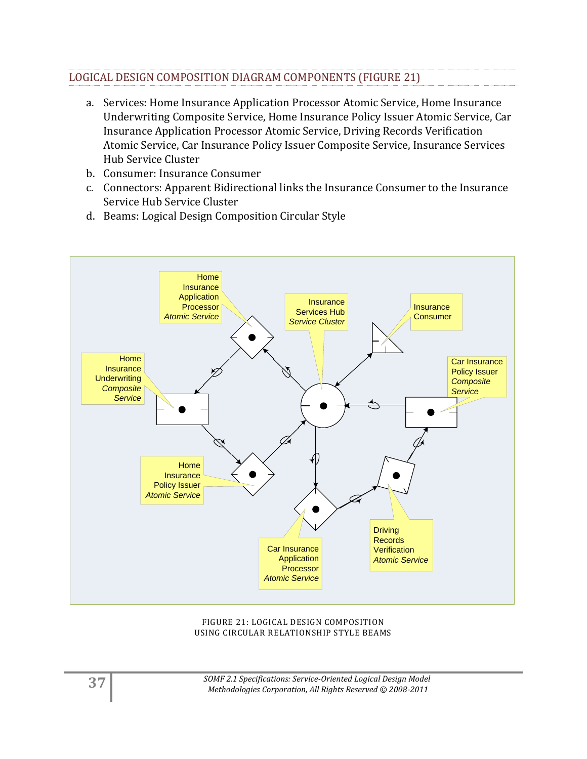## LOGICAL DESIGN COMPOSITION DIAGRAM COMPONENTS (FIGURE 21)

a. Services: Home Insurance Application Processor Atomic Service, Home Insurance Underwriting Composite Service, Home Insurance Policy Issuer Atomic Service, Car Insurance Application Processor Atomic Service, Driving Records Verification Atomic Service, Car Insurance Policy Issuer Composite Service, Insurance Services Hub Service Cluster
b. Consumer: Insurance Consumer
c. Connectors: Apparent Bidirectional links the Insurance Consumer to the Insurance Service Hub Service Cluster
d. Beams: Logical Design Composition Circular Style

FIGURE 21: LOGICAL DESIGN COMPOSITION USING CIRCULAR RELATIONSHIP STYLE BEAMS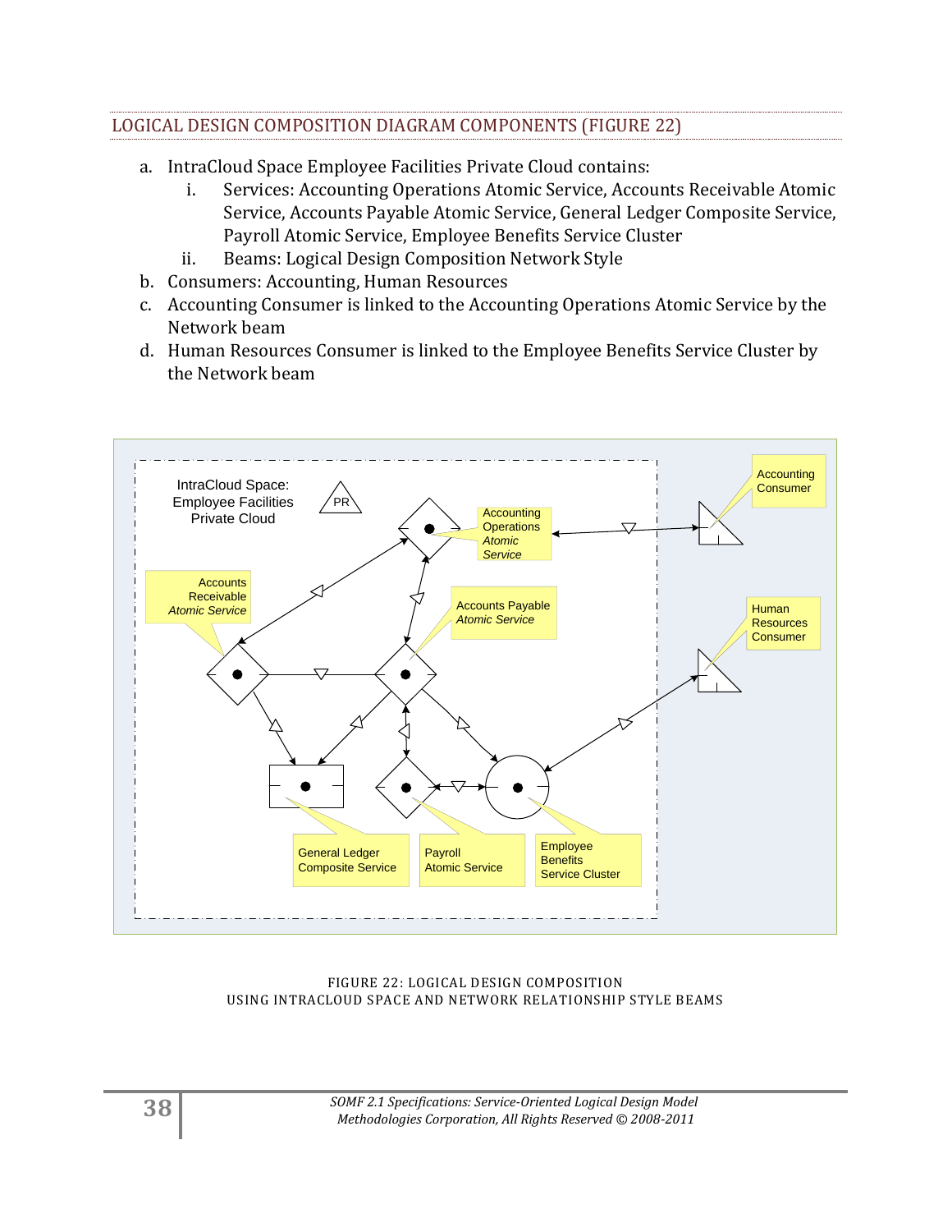## LOGICAL DESIGN COMPOSITION DIAGRAM COMPONENTS (FIGURE 22)

a. IntraCloud Space Employee Facilities Private Cloud contains:
   i. Services: Accounting Operations Atomic Service, Accounts Receivable Atomic Service, Accounts Payable Atomic Service, General Ledger Composite Service, Payroll Atomic Service, Employee Benefits Service Cluster
   ii. Beams: Logical Design Composition Network Style
b. Consumers: Accounting, Human Resources
c. Accounting Consumer is linked to the Accounting Operations Atomic Service by the Network beam
d. Human Resources Consumer is linked to the Employee Benefits Service Cluster by the Network beam

FIGURE 22: LOGICAL DESIGN COMPOSITION USING INTRACLOUD SPACE AND NETWORK RELATIONSHIP STYLE BEAMS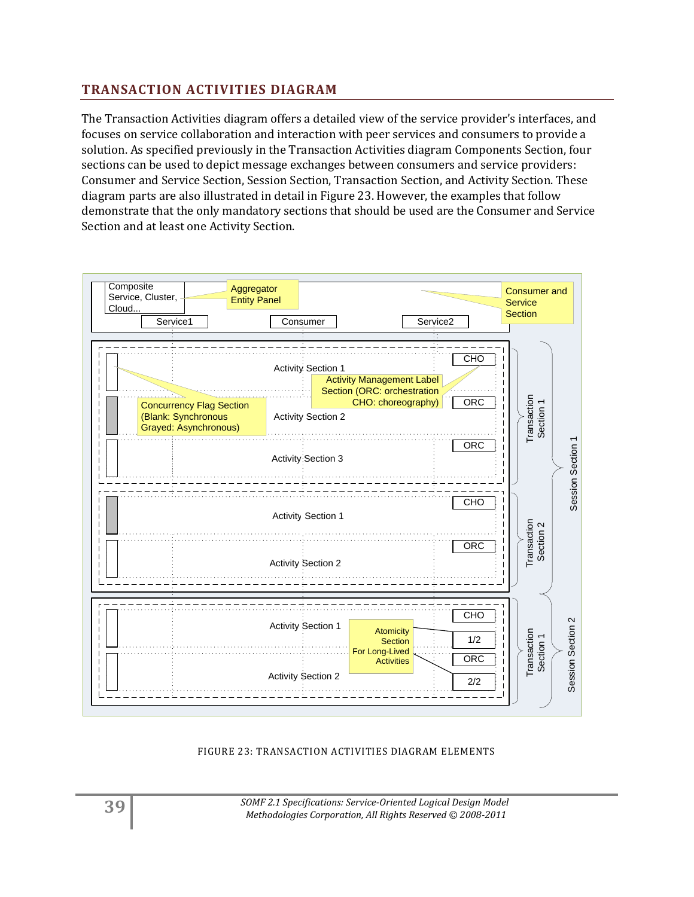## TRANSACTION ACTIVITIES DIAGRAM

The Transaction Activities diagram offers a detailed view of the service provider's interfaces, and focuses on service collaboration and interaction with peer services and consumers to provide a solution. As specified previously in the Transaction Activities diagram Components Section, four sections can be used to depict message exchanges between consumers and service providers: Consumer and Service Section, Session Section, Transaction Section, and Activity Section. These diagram parts are also illustrated in detail in Figure 23. However, the examples that follow demonstrate that the only mandatory sections that should be used are the Consumer and Service Section and at least one Activity Section.

FIGURE 23: TRANSACTION ACTIVITIES DIAGRAM ELEMENTS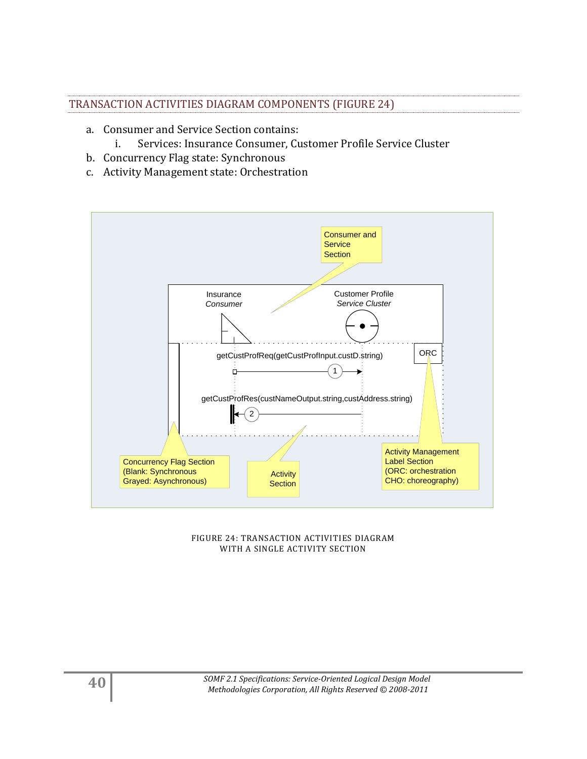## TRANSACTION ACTIVITIES DIAGRAM COMPONENTS (FIGURE 24)

a. Consumer and Service Section contains:
   i. Services: Insurance Consumer, Customer Profile Service Cluster
b. Concurrency Flag state: Synchronous
c. Activity Management state: Orchestration

FIGURE 24: TRANSACTION ACTIVITIES DIAGRAM WITH A SINGLE ACTIVITY SECTION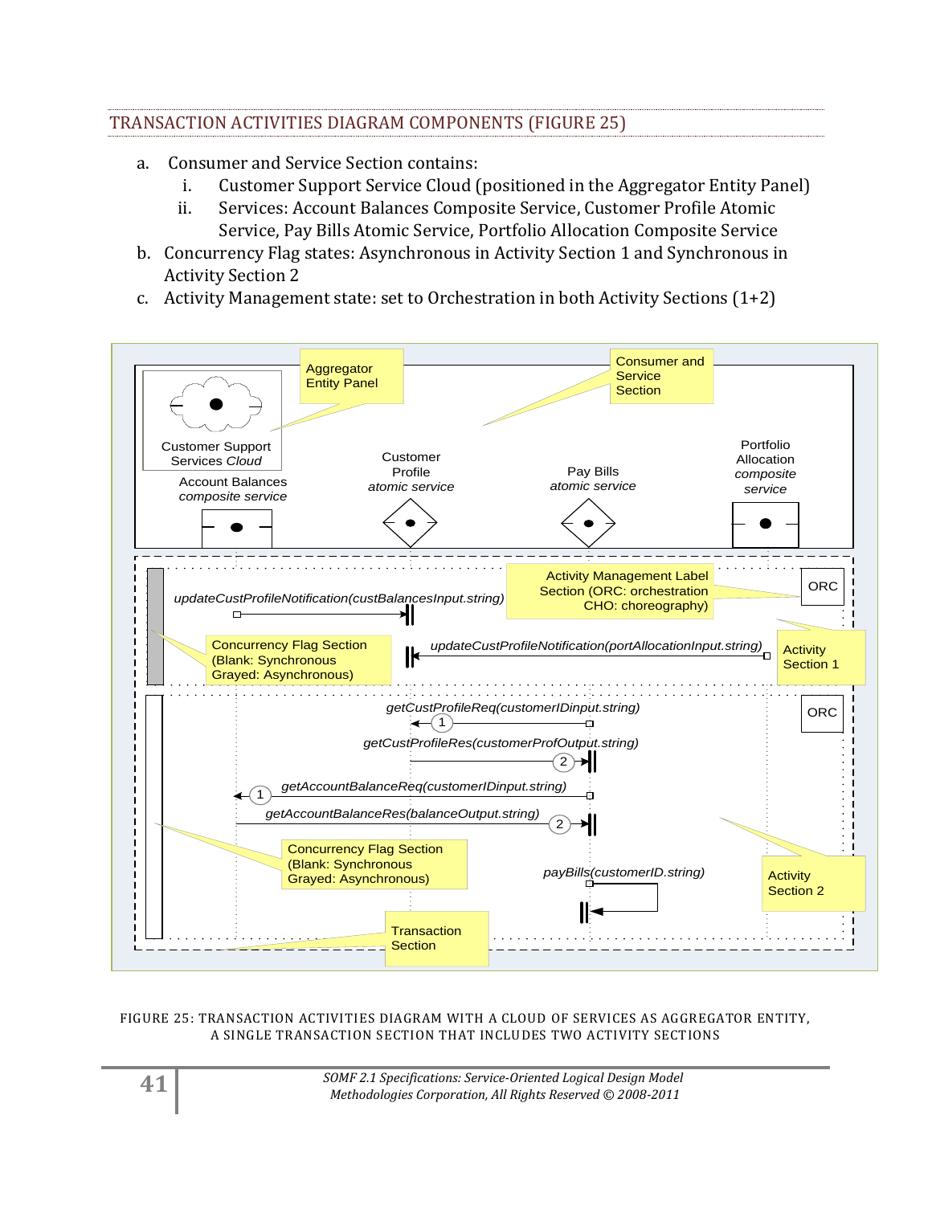## TRANSACTION ACTIVITIES DIAGRAM COMPONENTS (FIGURE 25)

a. Consumer and Service Section contains:
   i. Customer Support Service Cloud (positioned in the Aggregator Entity Panel)
   ii. Services: Account Balances Composite Service, Customer Profile Atomic Service, Pay Bills Atomic Service, Portfolio Allocation Composite Service

b. Concurrency Flag states: Asynchronous in Activity Section 1 and Synchronous in Activity Section 2

c. Activity Management state: set to Orchestration in both Activity Sections (1+2)

FIGURE 25: TRANSACTION ACTIVITIES DIAGRAM WITH A CLOUD OF SERVICES AS AGGREGATOR ENTITY, A SINGLE TRANSACTION SECTION THAT INCLUDES TWO ACTIVITY SECTIONS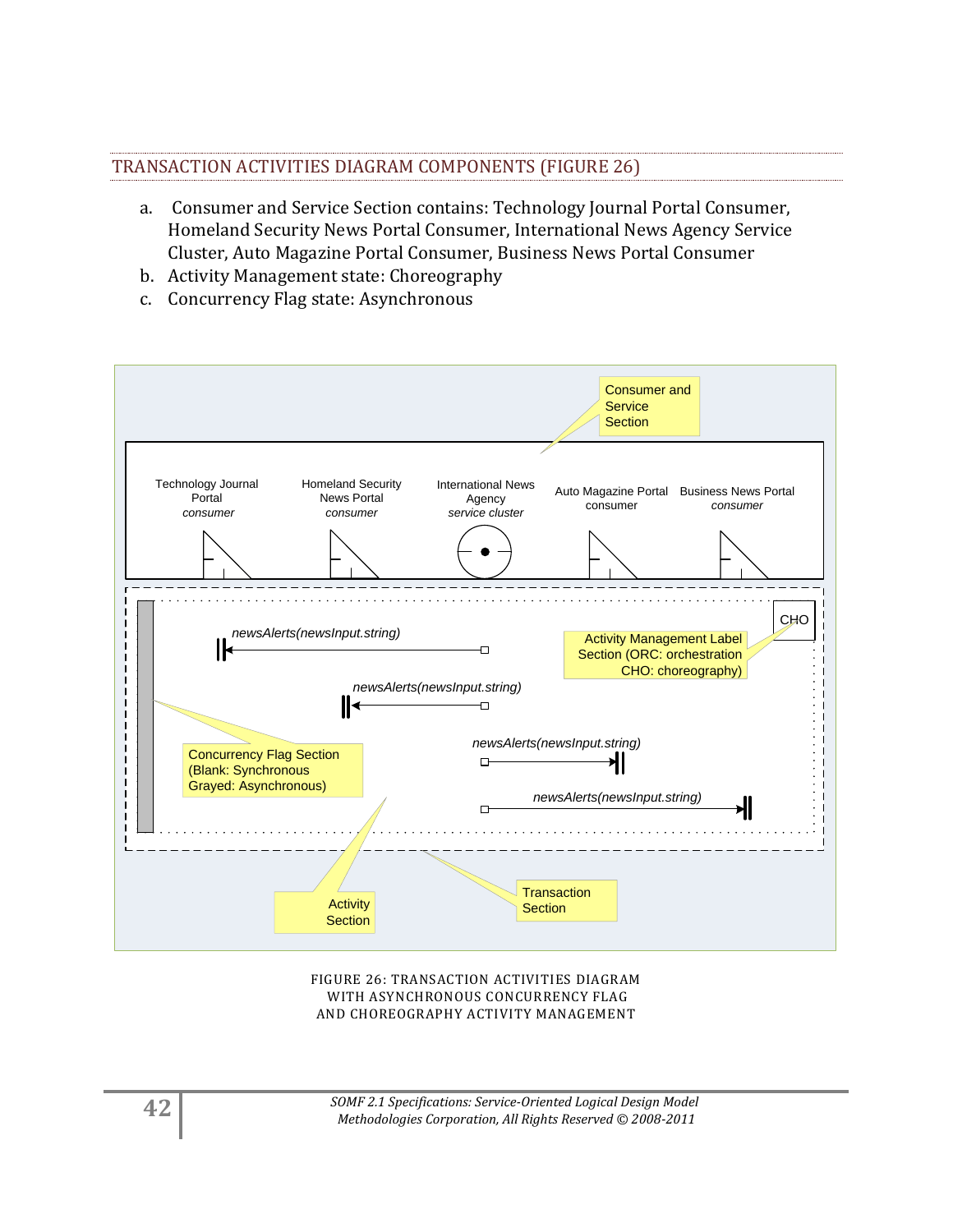## TRANSACTION ACTIVITIES DIAGRAM COMPONENTS (FIGURE 26)

a. Consumer and Service Section contains: Technology Journal Portal Consumer, Homeland Security News Portal Consumer, International News Agency Service Cluster, Auto Magazine Portal Consumer, Business News Portal Consumer
b. Activity Management state: Choreography
c. Concurrency Flag state: Asynchronous

Consumer and Service Section

Technology Journal Portal *consumer*

Homeland Security News Portal *consumer*

International News Agency *service cluster*

Auto Magazine Portal consumer

Business News Portal *consumer*

CHO

Activity Management Label Section (ORC: orchestration CHO: choreography)

*newsAlerts(newsInput.string)*

*newsAlerts(newsInput.string)*

*newsAlerts(newsInput.string)*

*newsAlerts(newsInput.string)*

Concurrency Flag Section (Blank: Synchronous Grayed: Asynchronous)

Activity Section

Transaction Section

FIGURE 26: TRANSACTION ACTIVITIES DIAGRAM WITH ASYNCHRONOUS CONCURRENCY FLAG AND CHOREOGRAPHY ACTIVITY MANAGEMENT